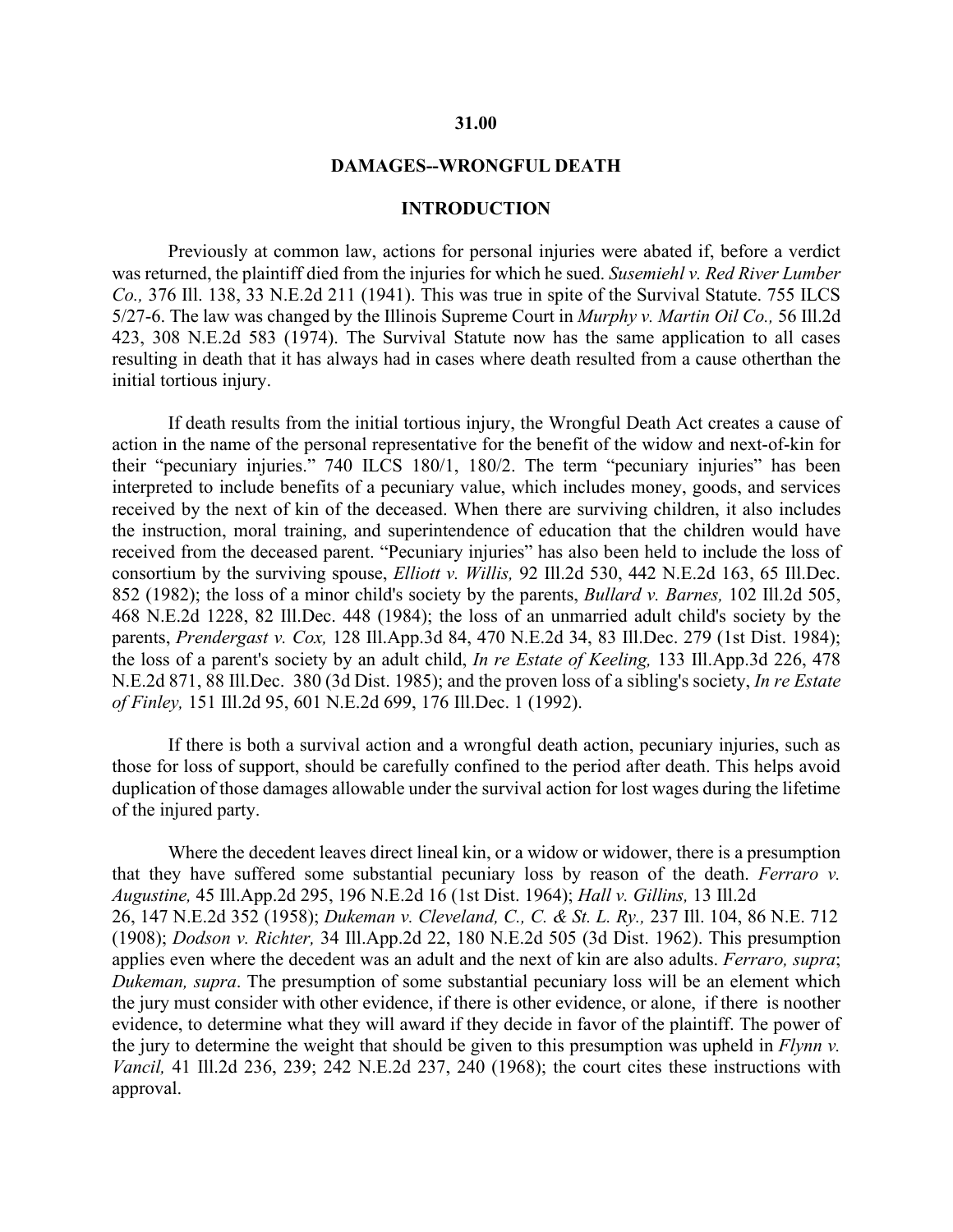# 31.00

## DAMAGES--WRONGFUL DEATH

### INTRODUCTION

Previously at common law, actions for personal injuries were abated if, before a verdict was returned, the plaintiff died from the injuries for which he sued. *Susemiehl v. Red River Lumber Co.,* 376 Ill. 138, 33 N.E.2d 211 (1941). This was true in spite of the Survival Statute. 755 ILCS 5/27-6. The law was changed by the Illinois Supreme Court in *Murphy v. Martin Oil Co.,* 56 Ill.2d 423, 308 N.E.2d 583 (1974). The Survival Statute now has the same application to all cases resulting in death that it has always had in cases where death resulted from a cause otherthan the initial tortious injury.

If death results from the initial tortious injury, the Wrongful Death Act creates a cause of action in the name of the personal representative for the benefit of the widow and next-of-kin for their "pecuniary injuries." 740 ILCS 180/1, 180/2. The term "pecuniary injuries" has been interpreted to include benefits of a pecuniary value, which includes money, goods, and services received by the next of kin of the deceased. When there are surviving children, it also includes the instruction, moral training, and superintendence of education that the children would have received from the deceased parent. "Pecuniary injuries" has also been held to include the loss of consortium by the surviving spouse, *Elliott v. Willis,* 92 Ill.2d 530, 442 N.E.2d 163, 65 Ill.Dec. 852 (1982); the loss of a minor child's society by the parents, *Bullard v. Barnes,* 102 Ill.2d 505, 468 N.E.2d 1228, 82 Ill.Dec. 448 (1984); the loss of an unmarried adult child's society by the parents, *Prendergast v. Cox,* 128 Ill.App.3d 84, 470 N.E.2d 34, 83 Ill.Dec. 279 (1st Dist. 1984); the loss of a parent's society by an adult child, *In re Estate of Keeling,* 133 Ill.App.3d 226, 478 N.E.2d 871, 88 Ill.Dec. 380 (3d Dist. 1985); and the proven loss of a sibling's society, *In re Estate of Finley,* 151 Ill.2d 95, 601 N.E.2d 699, 176 Ill.Dec. 1 (1992).

If there is both a survival action and a wrongful death action, pecuniary injuries, such as those for loss of support, should be carefully confined to the period after death. This helps avoid duplication of those damages allowable under the survival action for lost wages during the lifetime of the injured party.

Where the decedent leaves direct lineal kin, or a widow or widower, there is a presumption that they have suffered some substantial pecuniary loss by reason of the death. *Ferraro v. Augustine,* 45 Ill.App.2d 295, 196 N.E.2d 16 (1st Dist. 1964); *Hall v. Gillins,* 13 Ill.2d 26, 147 N.E.2d 352 (1958); *Dukeman v. Cleveland, C., C. & St. L. Ry.,* 237 Ill. 104, 86 N.E. 712 (1908); *Dodson v. Richter,* 34 Ill.App.2d 22, 180 N.E.2d 505 (3d Dist. 1962). This presumption applies even where the decedent was an adult and the next of kin are also adults. *Ferraro, supra*; *Dukeman, supra*. The presumption of some substantial pecuniary loss will be an element which the jury must consider with other evidence, if there is other evidence, or alone, if there is noother evidence, to determine what they will award if they decide in favor of the plaintiff. The power of the jury to determine the weight that should be given to this presumption was upheld in *Flynn v. Vancil,* 41 Ill.2d 236, 239; 242 N.E.2d 237, 240 (1968); the court cites these instructions with approval.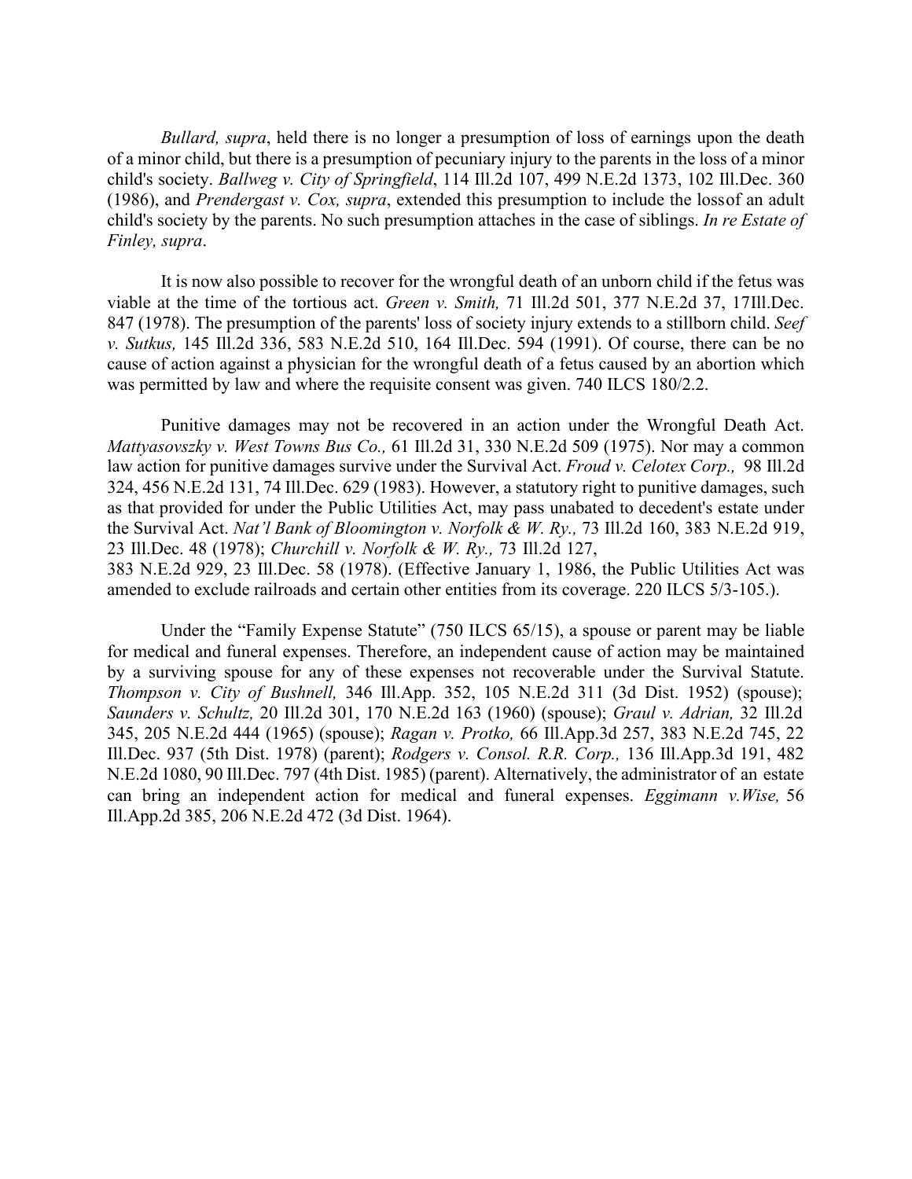*Bullard, supra*, held there is no longer a presumption of loss of earnings upon the death of a minor child, but there is a presumption of pecuniary injury to the parents in the loss of a minor child's society. *Ballweg v. City of Springfield*, 114 Ill.2d 107, 499 N.E.2d 1373, 102 Ill.Dec. 360 (1986), and *Prendergast v. Cox, supra*, extended this presumption to include the lossof an adult child's society by the parents. No such presumption attaches in the case of siblings. *In re Estate of Finley, supra*.

It is now also possible to recover for the wrongful death of an unborn child if the fetus was viable at the time of the tortious act. *Green v. Smith,* 71 Ill.2d 501, 377 N.E.2d 37, 17Ill.Dec. 847 (1978). The presumption of the parents' loss of society injury extends to a stillborn child. *Seef v. Sutkus,* 145 Ill.2d 336, 583 N.E.2d 510, 164 Ill.Dec. 594 (1991). Of course, there can be no cause of action against a physician for the wrongful death of a fetus caused by an abortion which was permitted by law and where the requisite consent was given. 740 ILCS 180/2.2.

Punitive damages may not be recovered in an action under the Wrongful Death Act. *Mattyasovszky v. West Towns Bus Co.,* 61 Ill.2d 31, 330 N.E.2d 509 (1975). Nor may a common law action for punitive damages survive under the Survival Act. *Froud v. Celotex Corp.,* 98 Ill.2d 324, 456 N.E.2d 131, 74 Ill.Dec. 629 (1983). However, a statutory right to punitive damages, such as that provided for under the Public Utilities Act, may pass unabated to decedent's estate under the Survival Act. *Nat'l Bank of Bloomington v. Norfolk & W. Ry.,* 73 Ill.2d 160, 383 N.E.2d 919, 23 Ill.Dec. 48 (1978); *Churchill v. Norfolk & W. Ry.,* 73 Ill.2d 127, 383 N.E.2d 929, 23 Ill.Dec. 58 (1978). (Effective January 1, 1986, the Public Utilities Act was amended to exclude railroads and certain other entities from its coverage. 220 ILCS 5/3-105.).

Under the "Family Expense Statute" (750 ILCS 65/15), a spouse or parent may be liable for medical and funeral expenses. Therefore, an independent cause of action may be maintained by a surviving spouse for any of these expenses not recoverable under the Survival Statute. *Thompson v. City of Bushnell,* 346 Ill.App. 352, 105 N.E.2d 311 (3d Dist. 1952) (spouse); *Saunders v. Schultz,* 20 Ill.2d 301, 170 N.E.2d 163 (1960) (spouse); *Graul v. Adrian,* 32 Ill.2d 345, 205 N.E.2d 444 (1965) (spouse); *Ragan v. Protko,* 66 Ill.App.3d 257, 383 N.E.2d 745, 22 Ill.Dec. 937 (5th Dist. 1978) (parent); *Rodgers v. Consol. R.R. Corp.,* 136 Ill.App.3d 191, 482 N.E.2d 1080, 90 Ill.Dec. 797 (4th Dist. 1985) (parent). Alternatively, the administrator of an estate can bring an independent action for medical and funeral expenses. *Eggimann v.Wise,* 56 Ill.App.2d 385, 206 N.E.2d 472 (3d Dist. 1964).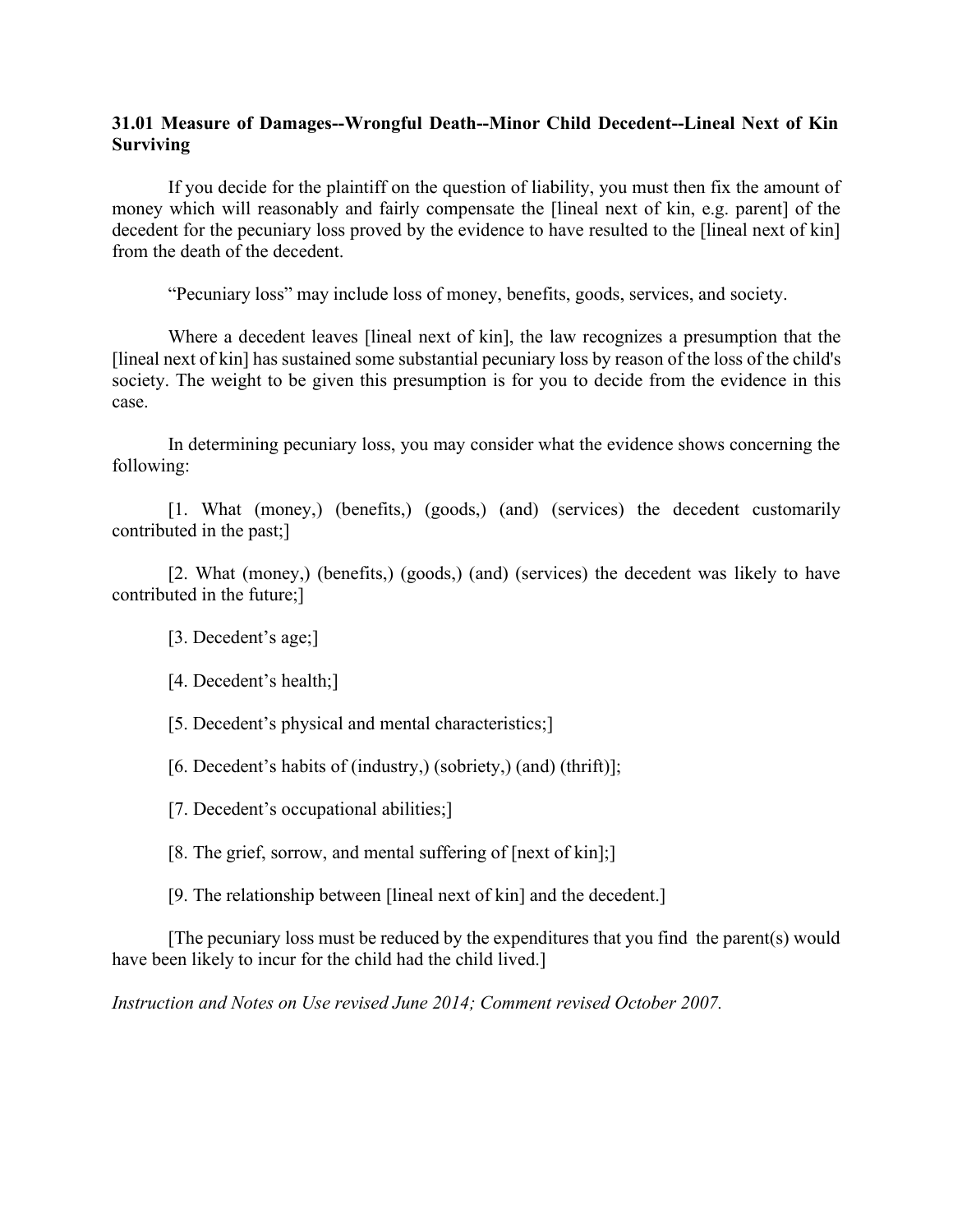**31.01 Measure of Damages--Wrongful Death--Minor Child Decedent--Lineal Next of Kin Surviving**

If you decide for the plaintiff on the question of liability, you must then fix the amount of money which will reasonably and fairly compensate the [lineal next of kin, e.g. parent] of the decedent for the pecuniary loss proved by the evidence to have resulted to the [lineal next of kin] from the death of the decedent.

"Pecuniary loss" may include loss of money, benefits, goods, services, and society.

Where a decedent leaves [lineal next of kin], the law recognizes a presumption that the [lineal next of kin] has sustained some substantial pecuniary loss by reason of the loss of the child's society. The weight to be given this presumption is for you to decide from the evidence in this case.

In determining pecuniary loss, you may consider what the evidence shows concerning the following:

[1. What (money,) (benefits,) (goods,) (and) (services) the decedent customarily contributed in the past;]

[2. What (money,) (benefits,) (goods,) (and) (services) the decedent was likely to have contributed in the future;]

[3. Decedent's age;]

[4. Decedent's health;]

[5. Decedent's physical and mental characteristics;]

[6. Decedent's habits of (industry,) (sobriety,) (and) (thrift)];

[7. Decedent's occupational abilities;]

[8. The grief, sorrow, and mental suffering of [next of kin];]

[9. The relationship between [lineal next of kin] and the decedent.]

[The pecuniary loss must be reduced by the expenditures that you find the parent(s) would have been likely to incur for the child had the child lived.]

*Instruction and Notes on Use revised June 2014; Comment revised October 2007.*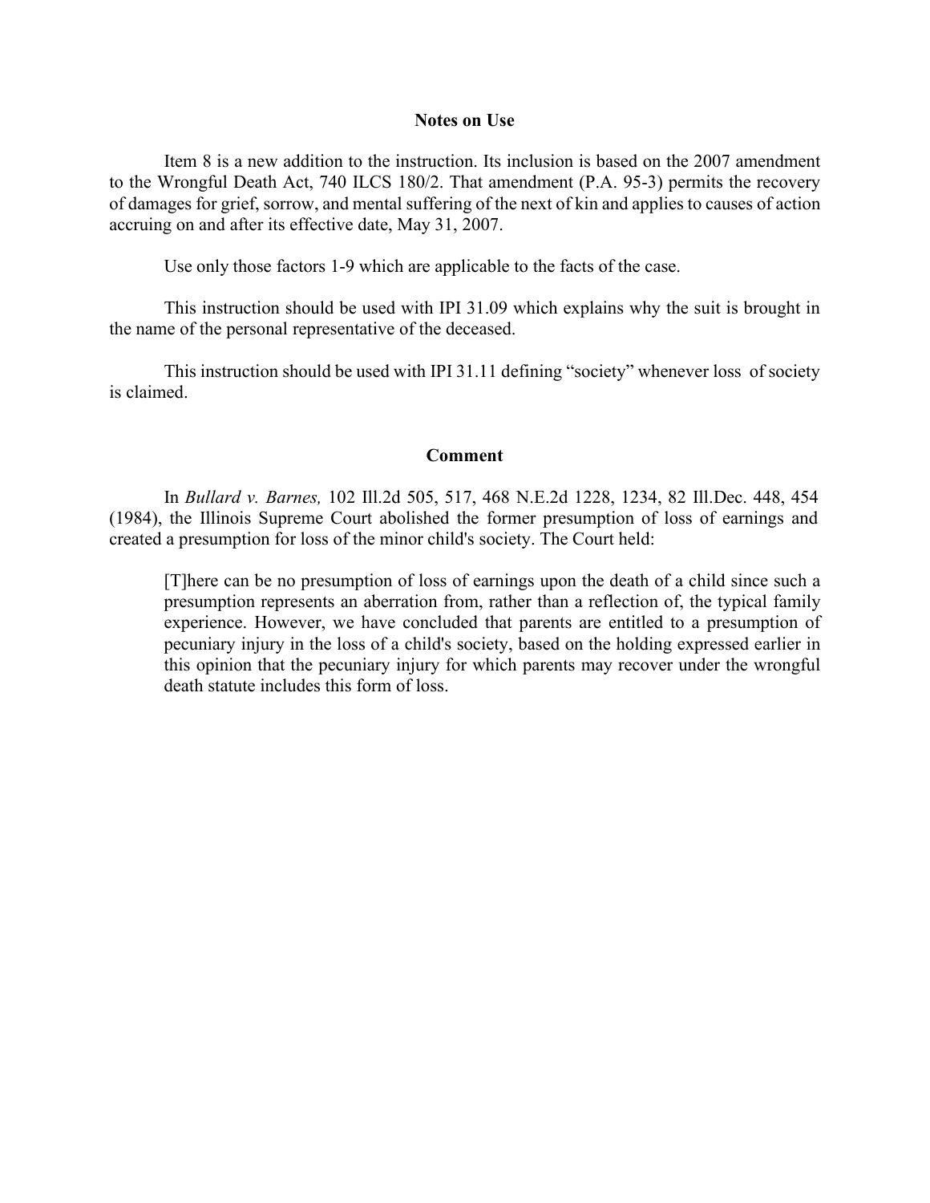## Notes on Use

Item 8 is a new addition to the instruction. Its inclusion is based on the 2007 amendment to the Wrongful Death Act, 740 ILCS 180/2. That amendment (P.A. 95-3) permits the recovery of damages for grief, sorrow, and mental suffering of the next of kin and applies to causes of action accruing on and after its effective date, May 31, 2007.

Use only those factors 1-9 which are applicable to the facts of the case.

This instruction should be used with IPI 31.09 which explains why the suit is brought in the name of the personal representative of the deceased.

This instruction should be used with IPI 31.11 defining "society" whenever loss of society is claimed.

## Comment

In *Bullard v. Barnes,* 102 Ill.2d 505, 517, 468 N.E.2d 1228, 1234, 82 Ill.Dec. 448, 454 (1984), the Illinois Supreme Court abolished the former presumption of loss of earnings and created a presumption for loss of the minor child's society. The Court held:

> [T]here can be no presumption of loss of earnings upon the death of a child since such a presumption represents an aberration from, rather than a reflection of, the typical family experience. However, we have concluded that parents are entitled to a presumption of pecuniary injury in the loss of a child's society, based on the holding expressed earlier in this opinion that the pecuniary injury for which parents may recover under the wrongful death statute includes this form of loss.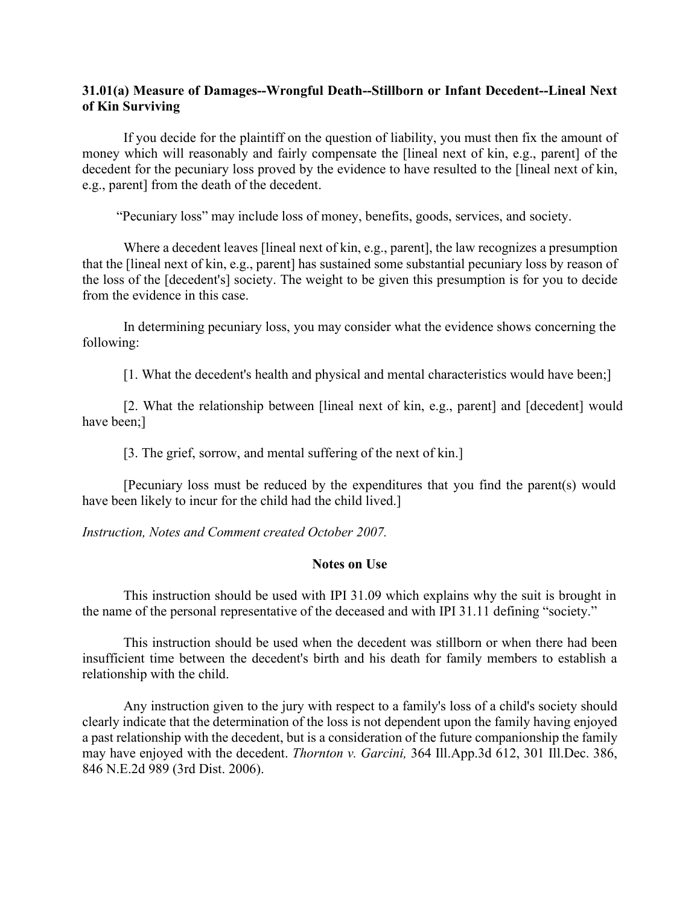**31.01(a) Measure of Damages--Wrongful Death--Stillborn or Infant Decedent--Lineal Next of Kin Surviving**

If you decide for the plaintiff on the question of liability, you must then fix the amount of money which will reasonably and fairly compensate the [lineal next of kin, e.g., parent] of the decedent for the pecuniary loss proved by the evidence to have resulted to the [lineal next of kin, e.g., parent] from the death of the decedent.

"Pecuniary loss" may include loss of money, benefits, goods, services, and society.

Where a decedent leaves [lineal next of kin, e.g., parent], the law recognizes a presumption that the [lineal next of kin, e.g., parent] has sustained some substantial pecuniary loss by reason of the loss of the [decedent's] society. The weight to be given this presumption is for you to decide from the evidence in this case.

In determining pecuniary loss, you may consider what the evidence shows concerning the following:

[1. What the decedent's health and physical and mental characteristics would have been;]

[2. What the relationship between [lineal next of kin, e.g., parent] and [decedent] would have been;]

[3. The grief, sorrow, and mental suffering of the next of kin.]

[Pecuniary loss must be reduced by the expenditures that you find the parent(s) would have been likely to incur for the child had the child lived.]

*Instruction, Notes and Comment created October 2007.*

**Notes on Use**

This instruction should be used with IPI 31.09 which explains why the suit is brought in the name of the personal representative of the deceased and with IPI 31.11 defining "society."

This instruction should be used when the decedent was stillborn or when there had been insufficient time between the decedent's birth and his death for family members to establish a relationship with the child.

Any instruction given to the jury with respect to a family's loss of a child's society should clearly indicate that the determination of the loss is not dependent upon the family having enjoyed a past relationship with the decedent, but is a consideration of the future companionship the family may have enjoyed with the decedent. *Thornton v. Garcini,* 364 Ill.App.3d 612, 301 Ill.Dec. 386, 846 N.E.2d 989 (3rd Dist. 2006).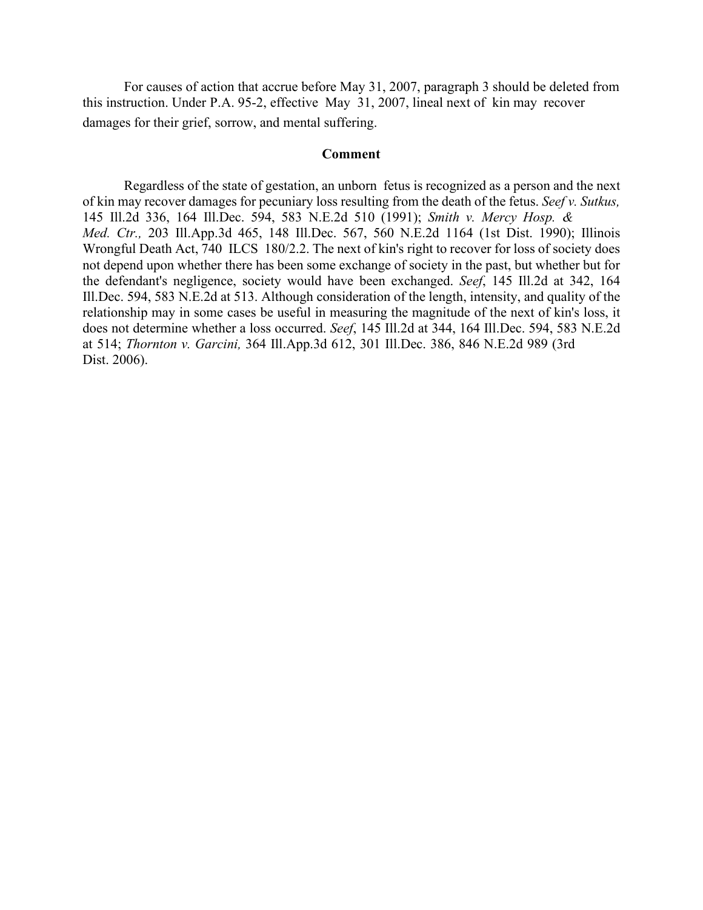For causes of action that accrue before May 31, 2007, paragraph 3 should be deleted from this instruction. Under P.A. 95-2, effective May 31, 2007, lineal next of kin may recover damages for their grief, sorrow, and mental suffering.

## Comment

Regardless of the state of gestation, an unborn fetus is recognized as a person and the next of kin may recover damages for pecuniary loss resulting from the death of the fetus. *Seef v. Sutkus,* 145 Ill.2d 336, 164 Ill.Dec. 594, 583 N.E.2d 510 (1991); *Smith v. Mercy Hosp. & Med. Ctr.,* 203 Ill.App.3d 465, 148 Ill.Dec. 567, 560 N.E.2d 1164 (1st Dist. 1990); Illinois Wrongful Death Act, 740 ILCS 180/2.2. The next of kin's right to recover for loss of society does not depend upon whether there has been some exchange of society in the past, but whether but for the defendant's negligence, society would have been exchanged. *Seef*, 145 Ill.2d at 342, 164 Ill.Dec. 594, 583 N.E.2d at 513. Although consideration of the length, intensity, and quality of the relationship may in some cases be useful in measuring the magnitude of the next of kin's loss, it does not determine whether a loss occurred. *Seef*, 145 Ill.2d at 344, 164 Ill.Dec. 594, 583 N.E.2d at 514; *Thornton v. Garcini,* 364 Ill.App.3d 612, 301 Ill.Dec. 386, 846 N.E.2d 989 (3rd Dist. 2006).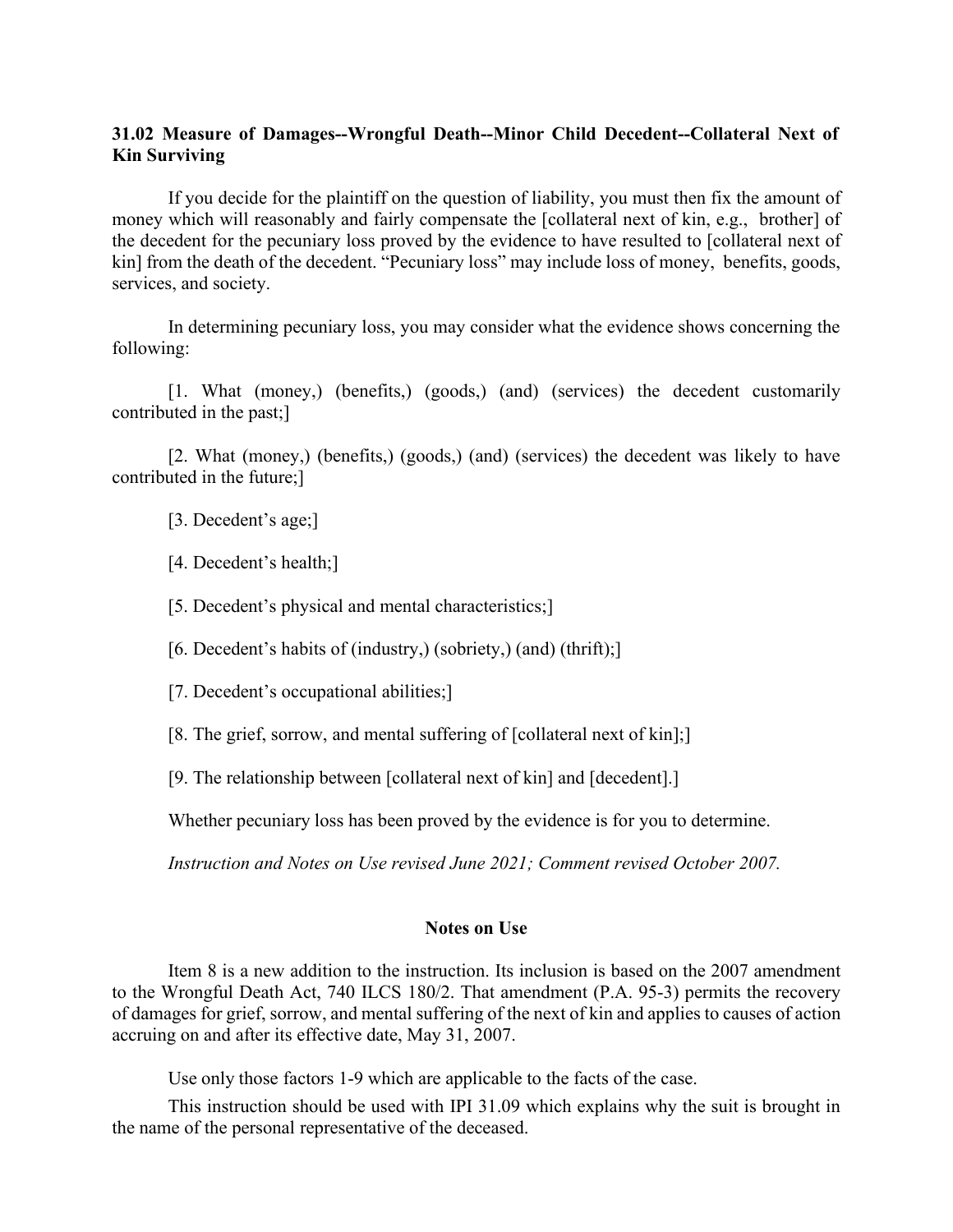**31.02 Measure of Damages--Wrongful Death--Minor Child Decedent--Collateral Next of Kin Surviving**

If you decide for the plaintiff on the question of liability, you must then fix the amount of money which will reasonably and fairly compensate the [collateral next of kin, e.g., brother] of the decedent for the pecuniary loss proved by the evidence to have resulted to [collateral next of kin] from the death of the decedent. "Pecuniary loss" may include loss of money, benefits, goods, services, and society.

In determining pecuniary loss, you may consider what the evidence shows concerning the following:

[1. What (money,) (benefits,) (goods,) (and) (services) the decedent customarily contributed in the past;]

[2. What (money,) (benefits,) (goods,) (and) (services) the decedent was likely to have contributed in the future;]

[3. Decedent's age;]

[4. Decedent's health;]

[5. Decedent's physical and mental characteristics;]

[6. Decedent's habits of (industry,) (sobriety,) (and) (thrift);]

[7. Decedent's occupational abilities;]

[8. The grief, sorrow, and mental suffering of [collateral next of kin];]

[9. The relationship between [collateral next of kin] and [decedent].]

Whether pecuniary loss has been proved by the evidence is for you to determine.

*Instruction and Notes on Use revised June 2021; Comment revised October 2007.*

**Notes on Use**

Item 8 is a new addition to the instruction. Its inclusion is based on the 2007 amendment to the Wrongful Death Act, 740 ILCS 180/2. That amendment (P.A. 95-3) permits the recovery of damages for grief, sorrow, and mental suffering of the next of kin and applies to causes of action accruing on and after its effective date, May 31, 2007.

Use only those factors 1-9 which are applicable to the facts of the case.

This instruction should be used with IPI 31.09 which explains why the suit is brought in the name of the personal representative of the deceased.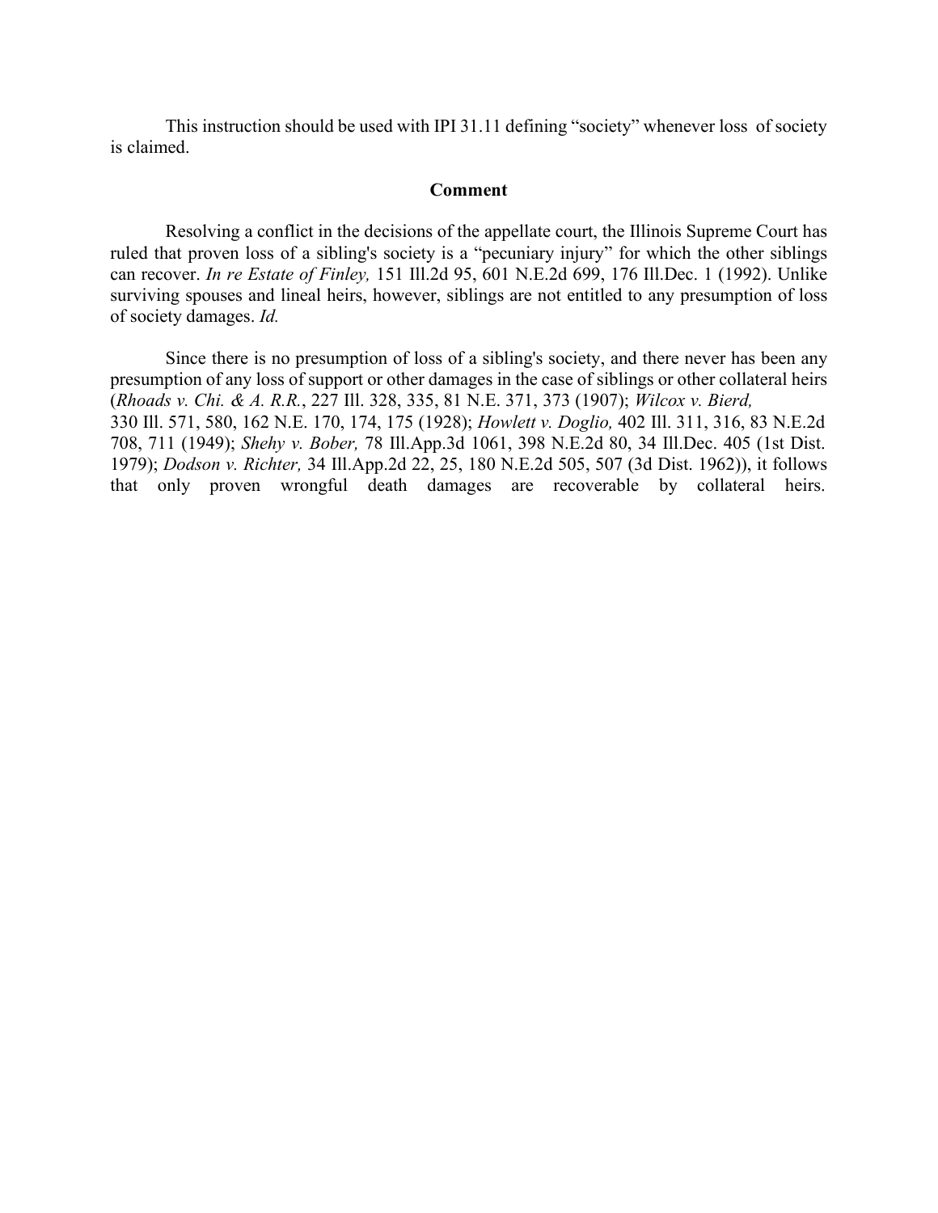This instruction should be used with IPI 31.11 defining "society" whenever loss of society is claimed.

**Comment**

Resolving a conflict in the decisions of the appellate court, the Illinois Supreme Court has ruled that proven loss of a sibling's society is a "pecuniary injury" for which the other siblings can recover. *In re Estate of Finley,* 151 Ill.2d 95, 601 N.E.2d 699, 176 Ill.Dec. 1 (1992). Unlike surviving spouses and lineal heirs, however, siblings are not entitled to any presumption of loss of society damages. *Id.*

Since there is no presumption of loss of a sibling's society, and there never has been any presumption of any loss of support or other damages in the case of siblings or other collateral heirs (*Rhoads v. Chi. & A. R.R.*, 227 Ill. 328, 335, 81 N.E. 371, 373 (1907); *Wilcox v. Bierd,* 330 Ill. 571, 580, 162 N.E. 170, 174, 175 (1928); *Howlett v. Doglio,* 402 Ill. 311, 316, 83 N.E.2d 708, 711 (1949); *Shehy v. Bober,* 78 Ill.App.3d 1061, 398 N.E.2d 80, 34 Ill.Dec. 405 (1st Dist. 1979); *Dodson v. Richter,* 34 Ill.App.2d 22, 25, 180 N.E.2d 505, 507 (3d Dist. 1962)), it follows that only proven wrongful death damages are recoverable by collateral heirs.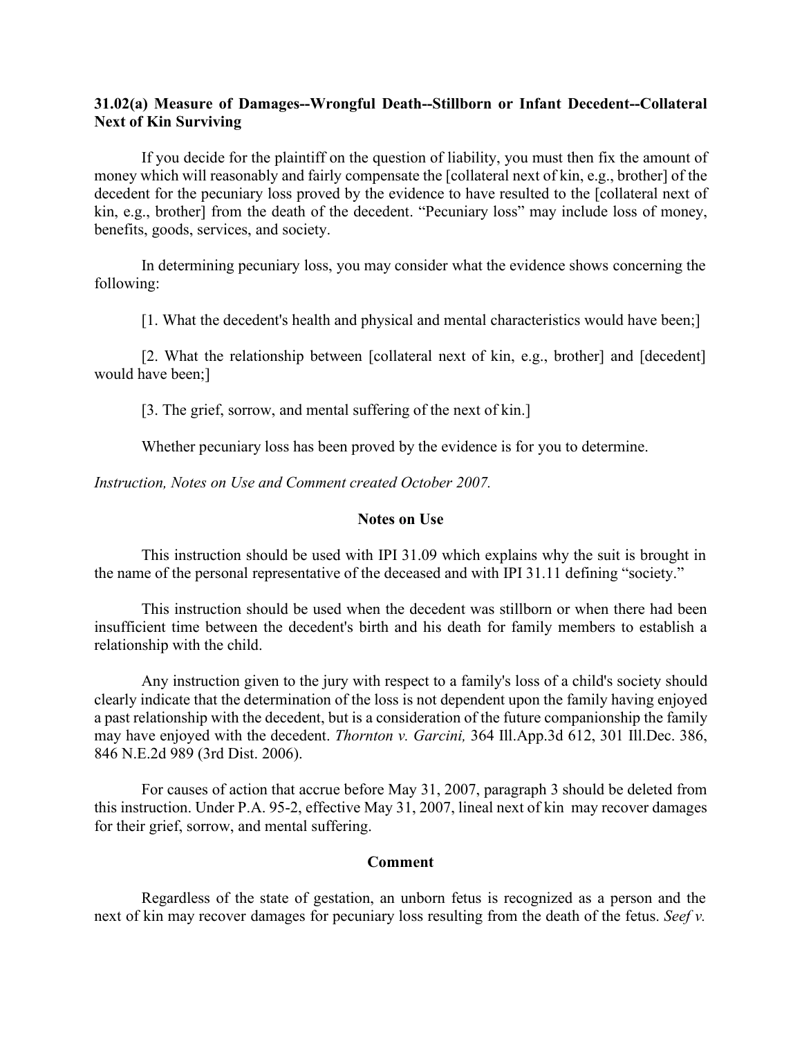### 31.02(a) Measure of Damages--Wrongful Death--Stillborn or Infant Decedent--Collateral Next of Kin Surviving

If you decide for the plaintiff on the question of liability, you must then fix the amount of money which will reasonably and fairly compensate the [collateral next of kin, e.g., brother] of the decedent for the pecuniary loss proved by the evidence to have resulted to the [collateral next of kin, e.g., brother] from the death of the decedent. "Pecuniary loss" may include loss of money, benefits, goods, services, and society.

In determining pecuniary loss, you may consider what the evidence shows concerning the following:

[1. What the decedent's health and physical and mental characteristics would have been;]

[2. What the relationship between [collateral next of kin, e.g., brother] and [decedent] would have been;]

[3. The grief, sorrow, and mental suffering of the next of kin.]

Whether pecuniary loss has been proved by the evidence is for you to determine.

*Instruction, Notes on Use and Comment created October 2007.*

#### Notes on Use

This instruction should be used with IPI 31.09 which explains why the suit is brought in the name of the personal representative of the deceased and with IPI 31.11 defining "society."

This instruction should be used when the decedent was stillborn or when there had been insufficient time between the decedent's birth and his death for family members to establish a relationship with the child.

Any instruction given to the jury with respect to a family's loss of a child's society should clearly indicate that the determination of the loss is not dependent upon the family having enjoyed a past relationship with the decedent, but is a consideration of the future companionship the family may have enjoyed with the decedent. *Thornton v. Garcini,* 364 Ill.App.3d 612, 301 Ill.Dec. 386, 846 N.E.2d 989 (3rd Dist. 2006).

For causes of action that accrue before May 31, 2007, paragraph 3 should be deleted from this instruction. Under P.A. 95-2, effective May 31, 2007, lineal next of kin may recover damages for their grief, sorrow, and mental suffering.

#### Comment

Regardless of the state of gestation, an unborn fetus is recognized as a person and the next of kin may recover damages for pecuniary loss resulting from the death of the fetus. *Seef v.*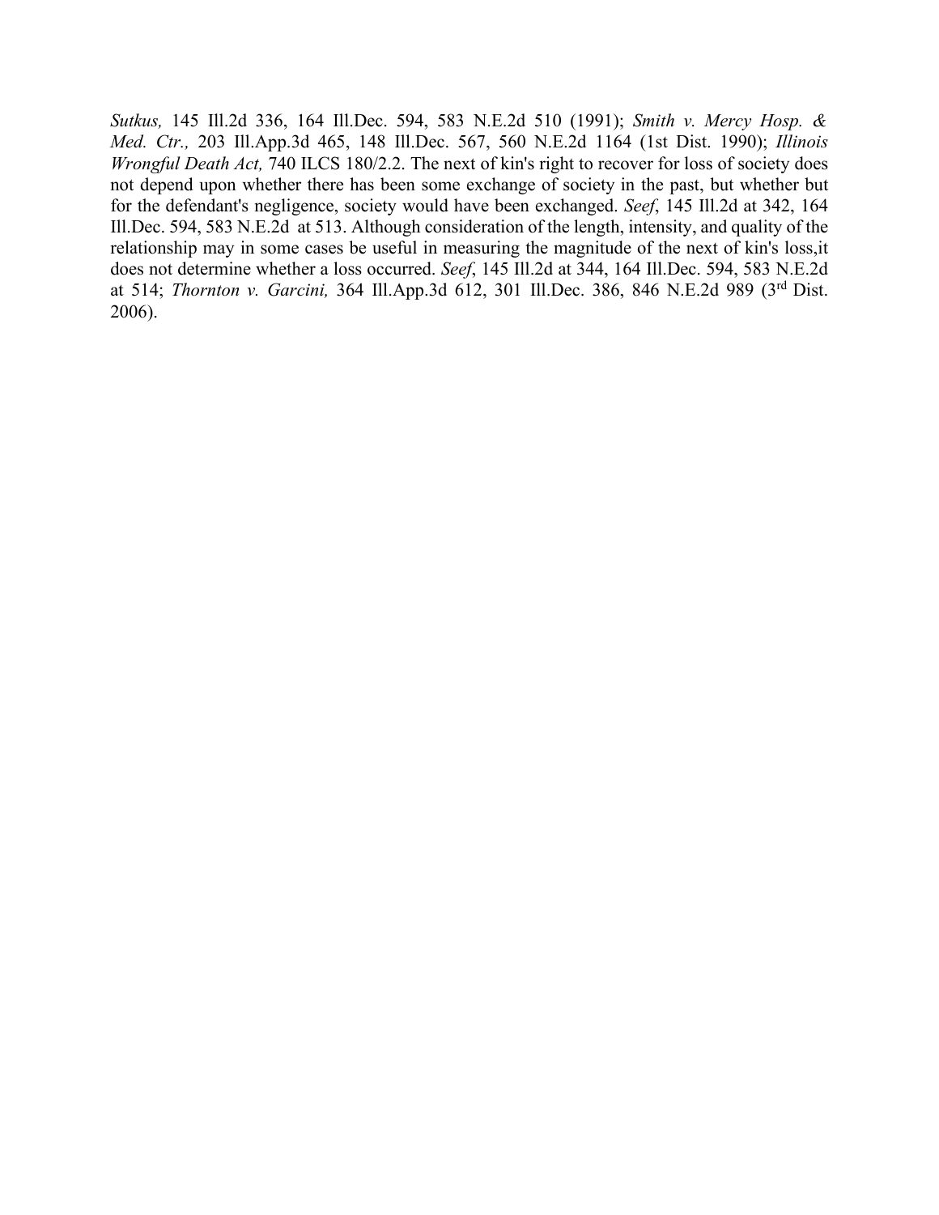*Sutkus,* 145 Ill.2d 336, 164 Ill.Dec. 594, 583 N.E.2d 510 (1991); *Smith v. Mercy Hosp. & Med. Ctr.,* 203 Ill.App.3d 465, 148 Ill.Dec. 567, 560 N.E.2d 1164 (1st Dist. 1990); *Illinois Wrongful Death Act,* 740 ILCS 180/2.2. The next of kin's right to recover for loss of society does not depend upon whether there has been some exchange of society in the past, but whether but for the defendant's negligence, society would have been exchanged. *Seef*, 145 Ill.2d at 342, 164 Ill.Dec. 594, 583 N.E.2d at 513. Although consideration of the length, intensity, and quality of the relationship may in some cases be useful in measuring the magnitude of the next of kin's loss,it does not determine whether a loss occurred. *Seef*, 145 Ill.2d at 344, 164 Ill.Dec. 594, 583 N.E.2d at 514; *Thornton v. Garcini,* 364 Ill.App.3d 612, 301 Ill.Dec. 386, 846 N.E.2d 989 (3rd Dist. 2006).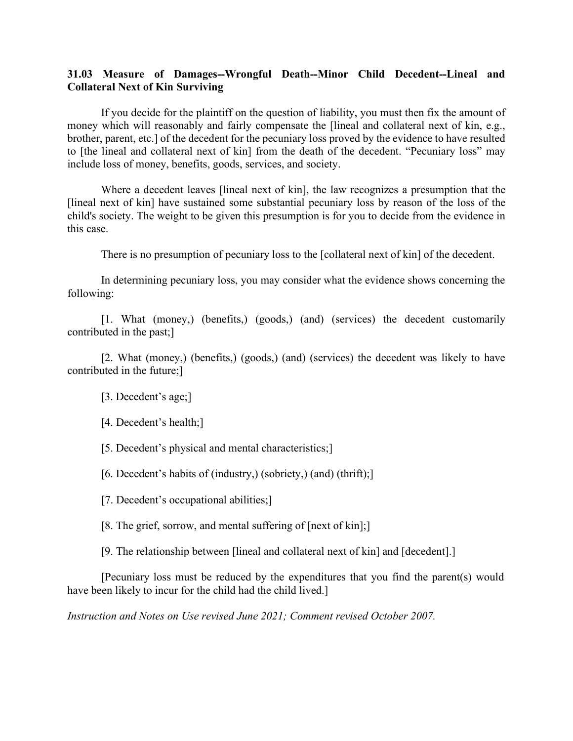**31.03 Measure of Damages--Wrongful Death--Minor Child Decedent--Lineal and Collateral Next of Kin Surviving**

If you decide for the plaintiff on the question of liability, you must then fix the amount of money which will reasonably and fairly compensate the [lineal and collateral next of kin, e.g., brother, parent, etc.] of the decedent for the pecuniary loss proved by the evidence to have resulted to [the lineal and collateral next of kin] from the death of the decedent. "Pecuniary loss" may include loss of money, benefits, goods, services, and society.

Where a decedent leaves [lineal next of kin], the law recognizes a presumption that the [lineal next of kin] have sustained some substantial pecuniary loss by reason of the loss of the child's society. The weight to be given this presumption is for you to decide from the evidence in this case.

There is no presumption of pecuniary loss to the [collateral next of kin] of the decedent.

In determining pecuniary loss, you may consider what the evidence shows concerning the following:

[1. What (money,) (benefits,) (goods,) (and) (services) the decedent customarily contributed in the past;]

[2. What (money,) (benefits,) (goods,) (and) (services) the decedent was likely to have contributed in the future;]

[3. Decedent's age;]

[4. Decedent's health;]

[5. Decedent's physical and mental characteristics;]

[6. Decedent's habits of (industry,) (sobriety,) (and) (thrift);]

[7. Decedent's occupational abilities;]

[8. The grief, sorrow, and mental suffering of [next of kin];]

[9. The relationship between [lineal and collateral next of kin] and [decedent].]

[Pecuniary loss must be reduced by the expenditures that you find the parent(s) would have been likely to incur for the child had the child lived.]

*Instruction and Notes on Use revised June 2021; Comment revised October 2007.*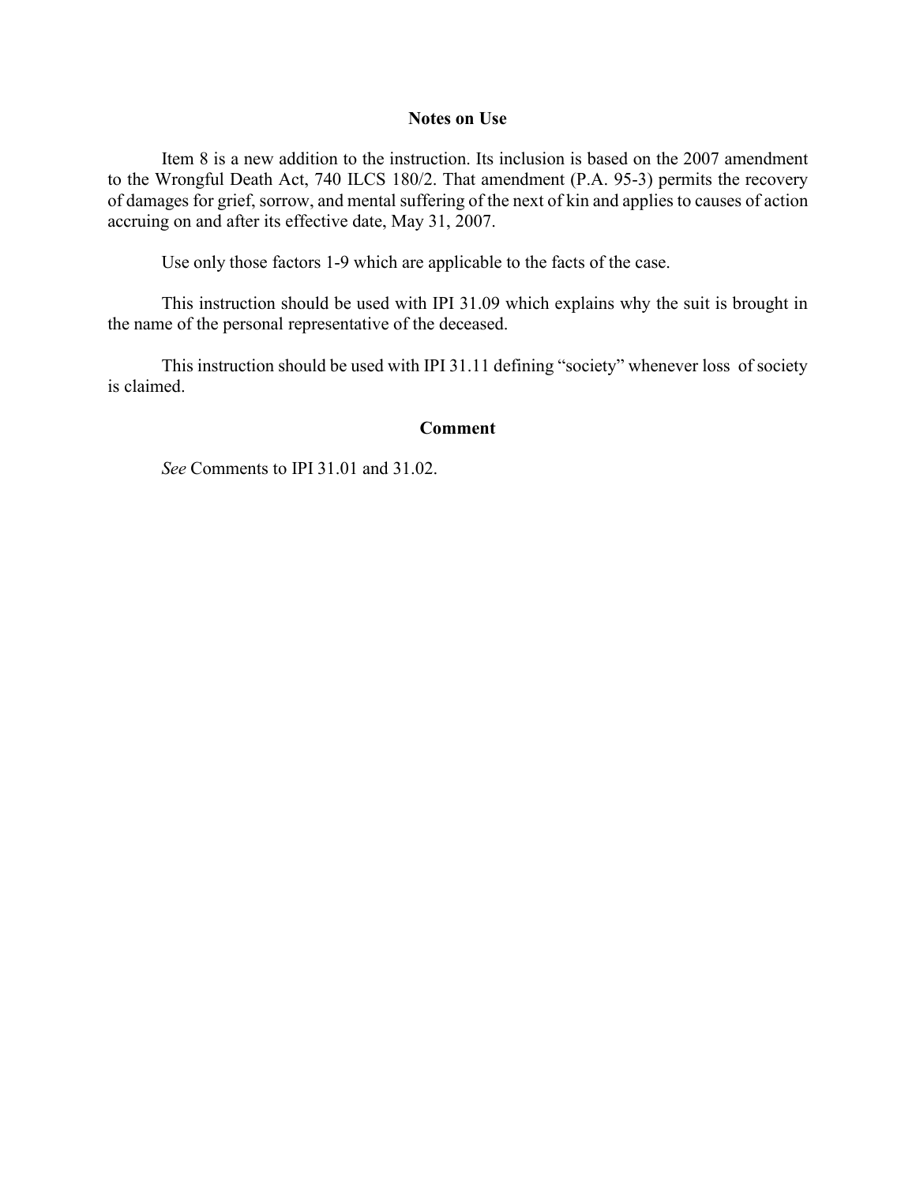## Notes on Use

Item 8 is a new addition to the instruction. Its inclusion is based on the 2007 amendment to the Wrongful Death Act, 740 ILCS 180/2. That amendment (P.A. 95-3) permits the recovery of damages for grief, sorrow, and mental suffering of the next of kin and applies to causes of action accruing on and after its effective date, May 31, 2007.

Use only those factors 1-9 which are applicable to the facts of the case.

This instruction should be used with IPI 31.09 which explains why the suit is brought in the name of the personal representative of the deceased.

This instruction should be used with IPI 31.11 defining "society" whenever loss of society is claimed.

## Comment

*See* Comments to IPI 31.01 and 31.02.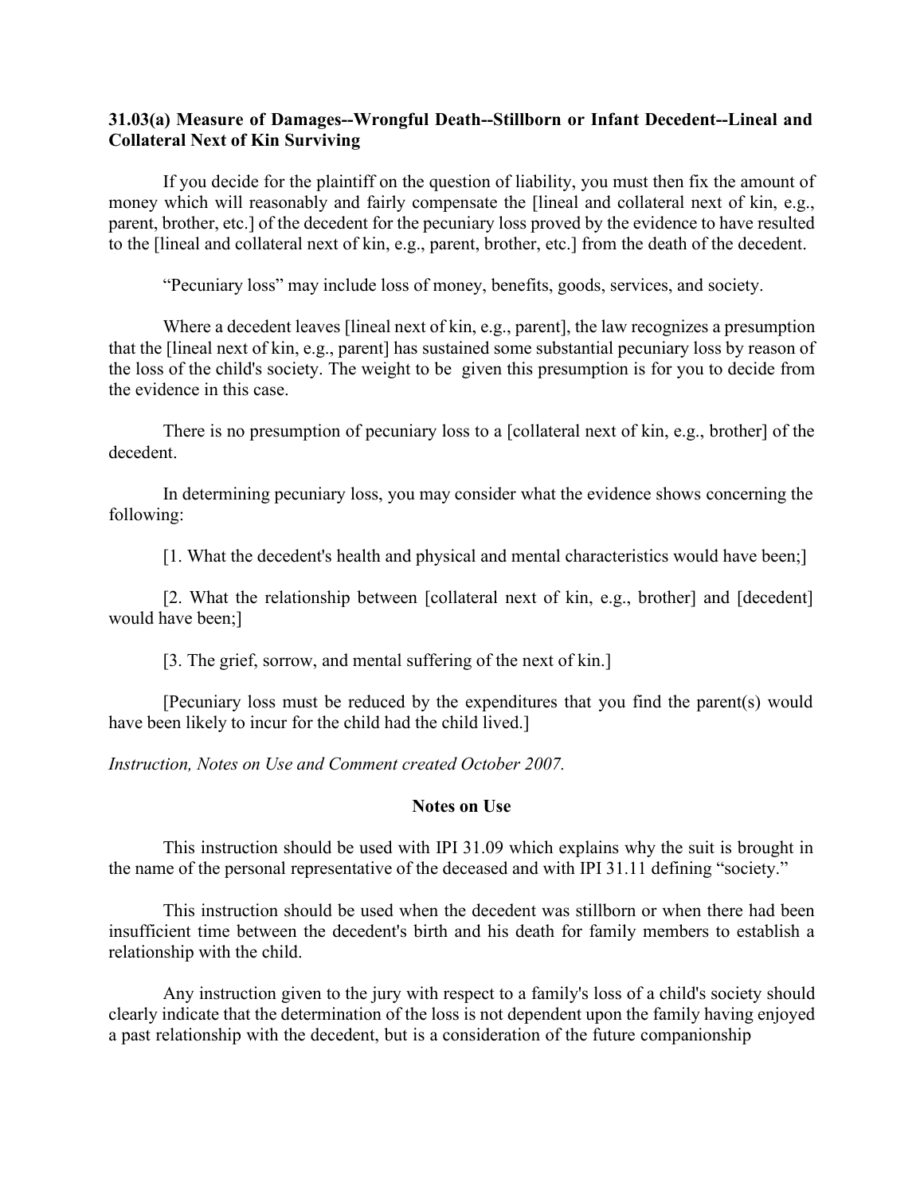### 31.03(a) Measure of Damages--Wrongful Death--Stillborn or Infant Decedent--Lineal and Collateral Next of Kin Surviving

If you decide for the plaintiff on the question of liability, you must then fix the amount of money which will reasonably and fairly compensate the [lineal and collateral next of kin, e.g., parent, brother, etc.] of the decedent for the pecuniary loss proved by the evidence to have resulted to the [lineal and collateral next of kin, e.g., parent, brother, etc.] from the death of the decedent.

"Pecuniary loss" may include loss of money, benefits, goods, services, and society.

Where a decedent leaves [lineal next of kin, e.g., parent], the law recognizes a presumption that the [lineal next of kin, e.g., parent] has sustained some substantial pecuniary loss by reason of the loss of the child's society. The weight to be given this presumption is for you to decide from the evidence in this case.

There is no presumption of pecuniary loss to a [collateral next of kin, e.g., brother] of the decedent.

In determining pecuniary loss, you may consider what the evidence shows concerning the following:

[1. What the decedent's health and physical and mental characteristics would have been;]

[2. What the relationship between [collateral next of kin, e.g., brother] and [decedent] would have been;]

[3. The grief, sorrow, and mental suffering of the next of kin.]

[Pecuniary loss must be reduced by the expenditures that you find the parent(s) would have been likely to incur for the child had the child lived.]

*Instruction, Notes on Use and Comment created October 2007.*

#### Notes on Use

This instruction should be used with IPI 31.09 which explains why the suit is brought in the name of the personal representative of the deceased and with IPI 31.11 defining "society."

This instruction should be used when the decedent was stillborn or when there had been insufficient time between the decedent's birth and his death for family members to establish a relationship with the child.

Any instruction given to the jury with respect to a family's loss of a child's society should clearly indicate that the determination of the loss is not dependent upon the family having enjoyed a past relationship with the decedent, but is a consideration of the future companionship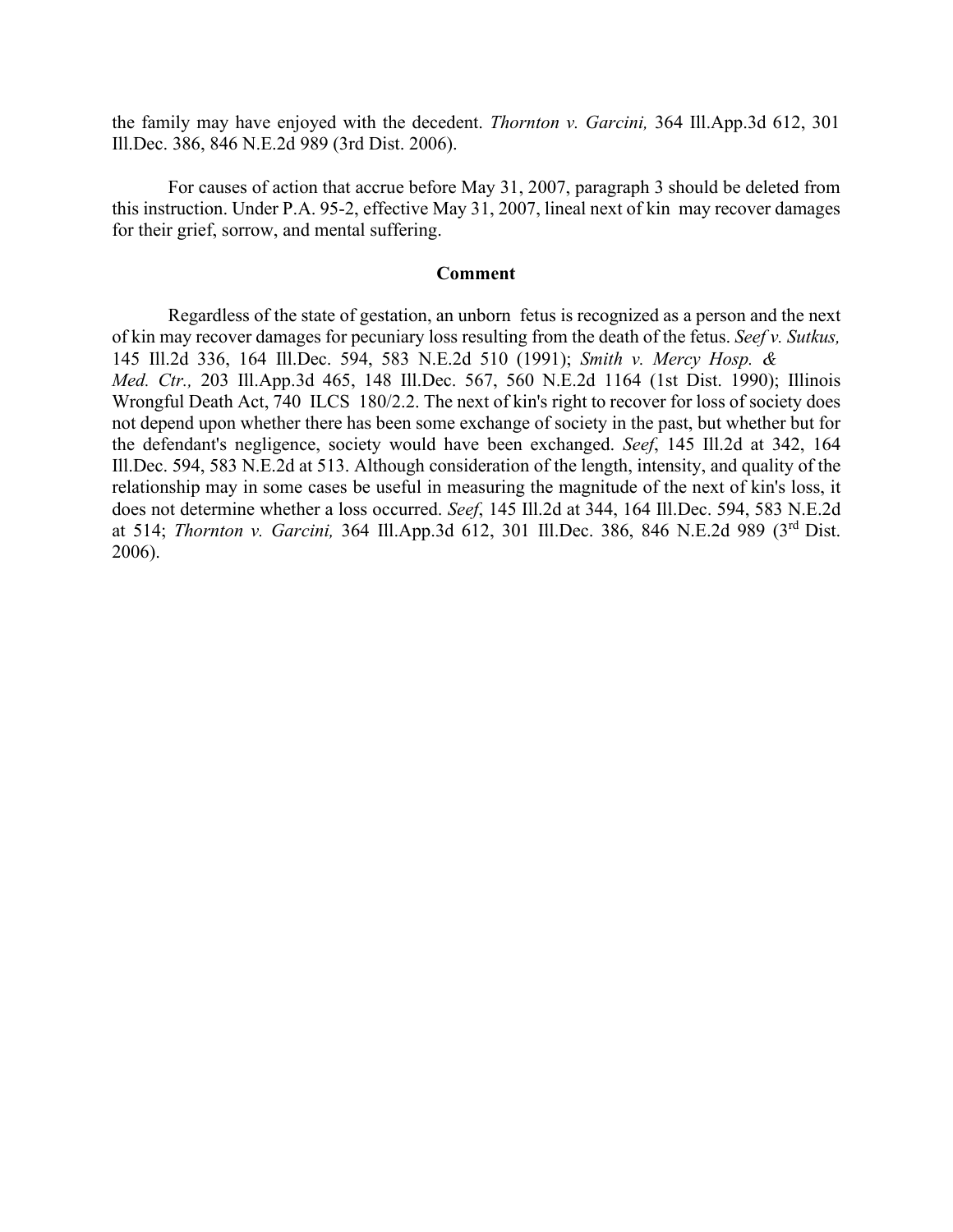the family may have enjoyed with the decedent. *Thornton v. Garcini,* 364 Ill.App.3d 612, 301 Ill.Dec. 386, 846 N.E.2d 989 (3rd Dist. 2006).

For causes of action that accrue before May 31, 2007, paragraph 3 should be deleted from this instruction. Under P.A. 95-2, effective May 31, 2007, lineal next of kin may recover damages for their grief, sorrow, and mental suffering.

## Comment

Regardless of the state of gestation, an unborn fetus is recognized as a person and the next of kin may recover damages for pecuniary loss resulting from the death of the fetus. *Seef v. Sutkus,* 145 Ill.2d 336, 164 Ill.Dec. 594, 583 N.E.2d 510 (1991); *Smith v. Mercy Hosp. & Med. Ctr.,* 203 Ill.App.3d 465, 148 Ill.Dec. 567, 560 N.E.2d 1164 (1st Dist. 1990); Illinois Wrongful Death Act, 740 ILCS 180/2.2. The next of kin's right to recover for loss of society does not depend upon whether there has been some exchange of society in the past, but whether but for the defendant's negligence, society would have been exchanged. *Seef*, 145 Ill.2d at 342, 164 Ill.Dec. 594, 583 N.E.2d at 513. Although consideration of the length, intensity, and quality of the relationship may in some cases be useful in measuring the magnitude of the next of kin's loss, it does not determine whether a loss occurred. *Seef*, 145 Ill.2d at 344, 164 Ill.Dec. 594, 583 N.E.2d at 514; *Thornton v. Garcini,* 364 Ill.App.3d 612, 301 Ill.Dec. 386, 846 N.E.2d 989 (3rd Dist. 2006).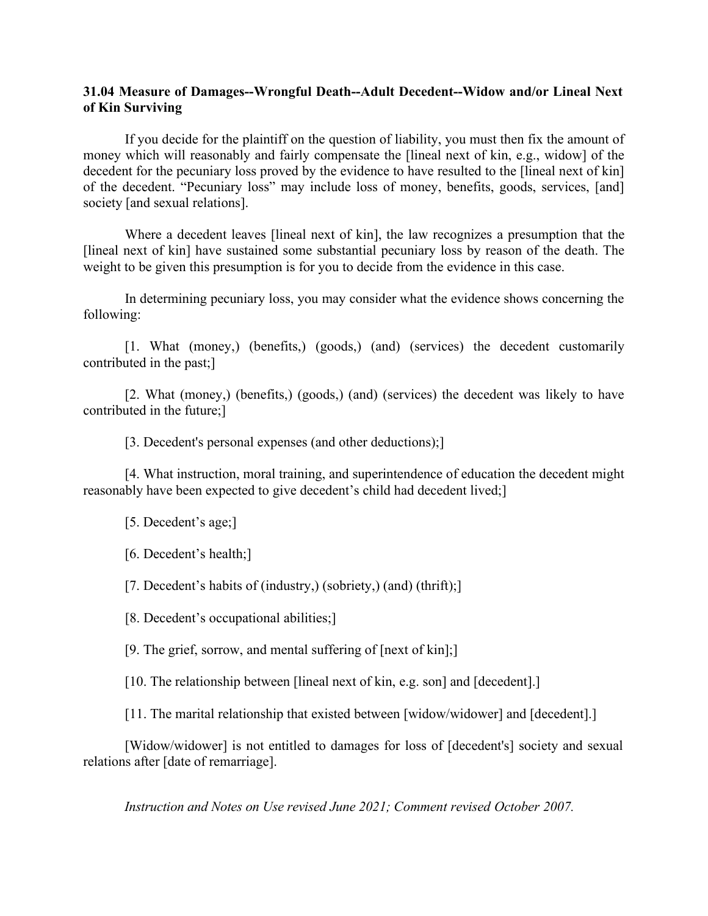**31.04 Measure of Damages--Wrongful Death--Adult Decedent--Widow and/or Lineal Next of Kin Surviving**

If you decide for the plaintiff on the question of liability, you must then fix the amount of money which will reasonably and fairly compensate the [lineal next of kin, e.g., widow] of the decedent for the pecuniary loss proved by the evidence to have resulted to the [lineal next of kin] of the decedent. "Pecuniary loss" may include loss of money, benefits, goods, services, [and] society [and sexual relations].

Where a decedent leaves [lineal next of kin], the law recognizes a presumption that the [lineal next of kin] have sustained some substantial pecuniary loss by reason of the death. The weight to be given this presumption is for you to decide from the evidence in this case.

In determining pecuniary loss, you may consider what the evidence shows concerning the following:

[1. What (money,) (benefits,) (goods,) (and) (services) the decedent customarily contributed in the past;]

[2. What (money,) (benefits,) (goods,) (and) (services) the decedent was likely to have contributed in the future;]

[3. Decedent's personal expenses (and other deductions);]

[4. What instruction, moral training, and superintendence of education the decedent might reasonably have been expected to give decedent's child had decedent lived;]

[5. Decedent's age;]

[6. Decedent's health;]

[7. Decedent's habits of (industry,) (sobriety,) (and) (thrift);]

[8. Decedent's occupational abilities;]

[9. The grief, sorrow, and mental suffering of [next of kin];]

[10. The relationship between [lineal next of kin, e.g. son] and [decedent].]

[11. The marital relationship that existed between [widow/widower] and [decedent].]

[Widow/widower] is not entitled to damages for loss of [decedent's] society and sexual relations after [date of remarriage].

*Instruction and Notes on Use revised June 2021; Comment revised October 2007.*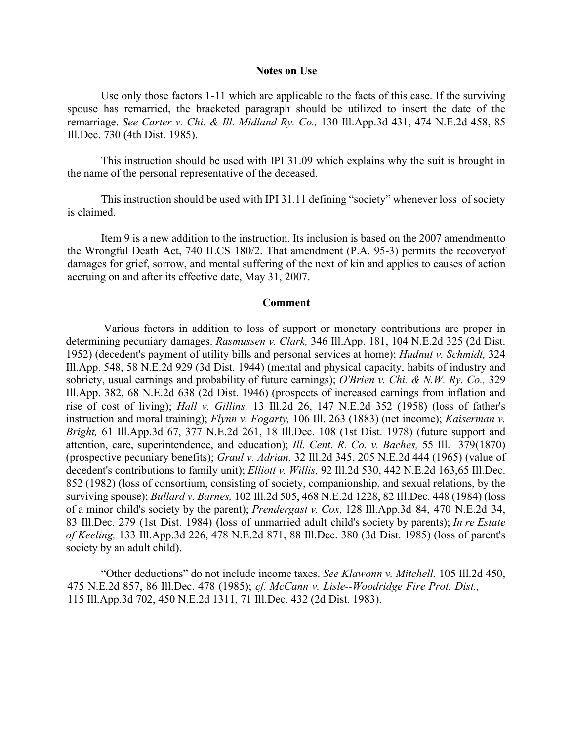**Notes on Use**

Use only those factors 1-11 which are applicable to the facts of this case. If the surviving spouse has remarried, the bracketed paragraph should be utilized to insert the date of the remarriage. *See Carter v. Chi. & Ill. Midland Ry. Co.,* 130 Ill.App.3d 431, 474 N.E.2d 458, 85 Ill.Dec. 730 (4th Dist. 1985).

This instruction should be used with IPI 31.09 which explains why the suit is brought in the name of the personal representative of the deceased.

This instruction should be used with IPI 31.11 defining "society" whenever loss of society is claimed.

Item 9 is a new addition to the instruction. Its inclusion is based on the 2007 amendmentto the Wrongful Death Act, 740 ILCS 180/2. That amendment (P.A. 95-3) permits the recoveryof damages for grief, sorrow, and mental suffering of the next of kin and applies to causes of action accruing on and after its effective date, May 31, 2007.

**Comment**

Various factors in addition to loss of support or monetary contributions are proper in determining pecuniary damages. *Rasmussen v. Clark,* 346 Ill.App. 181, 104 N.E.2d 325 (2d Dist. 1952) (decedent's payment of utility bills and personal services at home); *Hudnut v. Schmidt,* 324 Ill.App. 548, 58 N.E.2d 929 (3d Dist. 1944) (mental and physical capacity, habits of industry and sobriety, usual earnings and probability of future earnings); *O'Brien v. Chi. & N.W. Ry. Co.,* 329 Ill.App. 382, 68 N.E.2d 638 (2d Dist. 1946) (prospects of increased earnings from inflation and rise of cost of living); *Hall v. Gillins,* 13 Ill.2d 26, 147 N.E.2d 352 (1958) (loss of father's instruction and moral training); *Flynn v. Fogarty,* 106 Ill. 263 (1883) (net income); *Kaiserman v. Bright,* 61 Ill.App.3d 67, 377 N.E.2d 261, 18 Ill.Dec. 108 (1st Dist. 1978) (future support and attention, care, superintendence, and education); *Ill. Cent. R. Co. v. Baches,* 55 Ill. 379(1870) (prospective pecuniary benefits); *Graul v. Adrian,* 32 Ill.2d 345, 205 N.E.2d 444 (1965) (value of decedent's contributions to family unit); *Elliott v. Willis,* 92 Ill.2d 530, 442 N.E.2d 163,65 Ill.Dec. 852 (1982) (loss of consortium, consisting of society, companionship, and sexual relations, by the surviving spouse); *Bullard v. Barnes,* 102 Ill.2d 505, 468 N.E.2d 1228, 82 Ill.Dec. 448 (1984) (loss of a minor child's society by the parent); *Prendergast v. Cox,* 128 Ill.App.3d 84, 470 N.E.2d 34, 83 Ill.Dec. 279 (1st Dist. 1984) (loss of unmarried adult child's society by parents); *In re Estate of Keeling,* 133 Ill.App.3d 226, 478 N.E.2d 871, 88 Ill.Dec. 380 (3d Dist. 1985) (loss of parent's society by an adult child).

"Other deductions" do not include income taxes. *See Klawonn v. Mitchell,* 105 Ill.2d 450, 475 N.E.2d 857, 86 Ill.Dec. 478 (1985); *cf. McCann v. Lisle--Woodridge Fire Prot. Dist.,* 115 Ill.App.3d 702, 450 N.E.2d 1311, 71 Ill.Dec. 432 (2d Dist. 1983).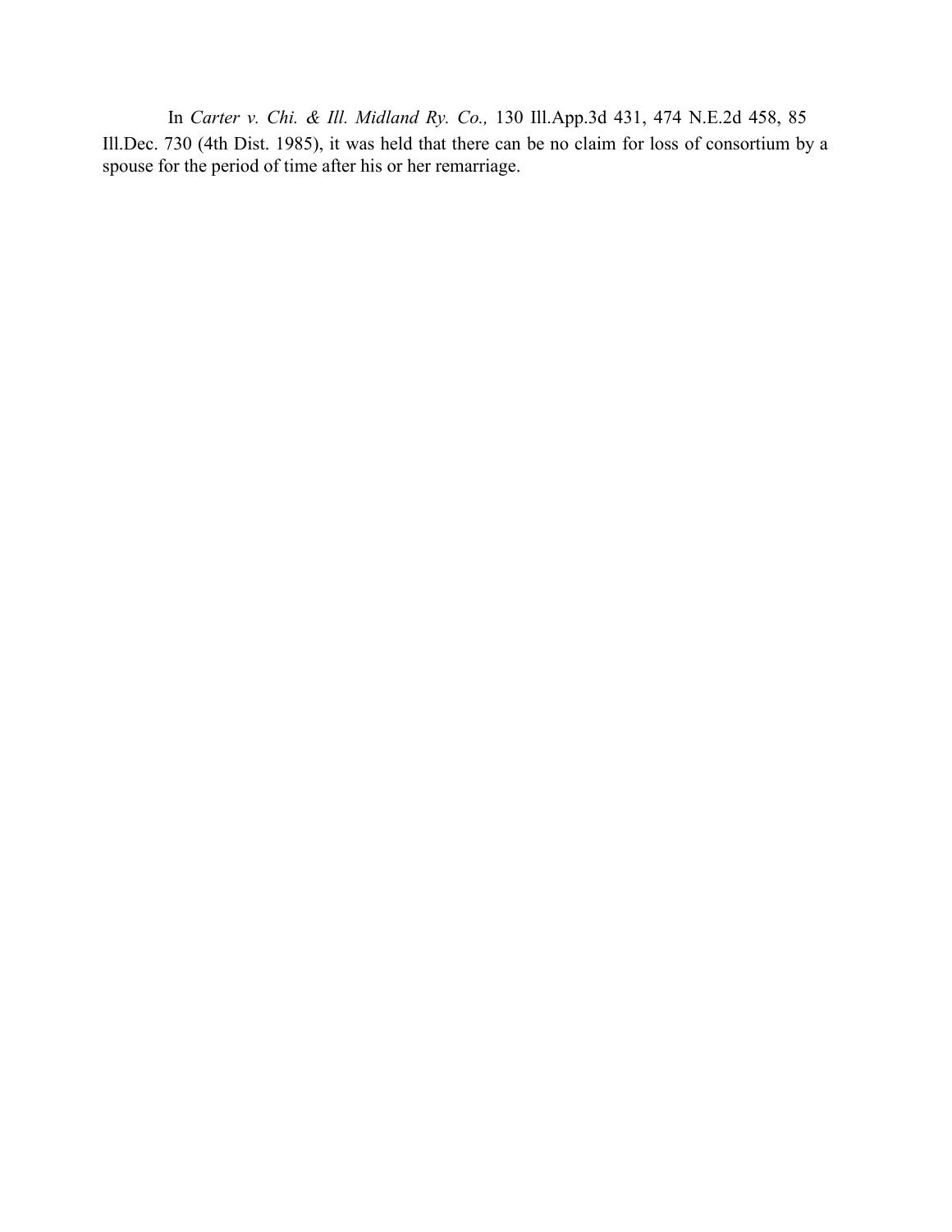In *Carter v. Chi. & Ill. Midland Ry. Co.,* 130 Ill.App.3d 431, 474 N.E.2d 458, 85 Ill.Dec. 730 (4th Dist. 1985), it was held that there can be no claim for loss of consortium by a spouse for the period of time after his or her remarriage.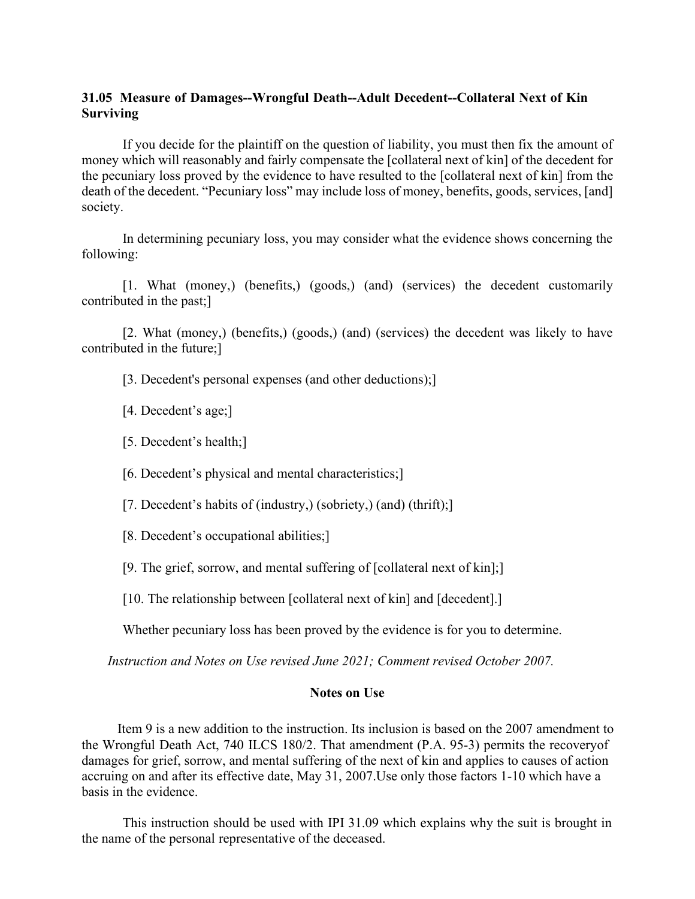### 31.05 Measure of Damages--Wrongful Death--Adult Decedent--Collateral Next of Kin Surviving

If you decide for the plaintiff on the question of liability, you must then fix the amount of money which will reasonably and fairly compensate the [collateral next of kin] of the decedent for the pecuniary loss proved by the evidence to have resulted to the [collateral next of kin] from the death of the decedent. "Pecuniary loss" may include loss of money, benefits, goods, services, [and] society.

In determining pecuniary loss, you may consider what the evidence shows concerning the following:

[1. What (money,) (benefits,) (goods,) (and) (services) the decedent customarily contributed in the past;]

[2. What (money,) (benefits,) (goods,) (and) (services) the decedent was likely to have contributed in the future;]

[3. Decedent's personal expenses (and other deductions);]

[4. Decedent's age;]

[5. Decedent's health;]

[6. Decedent's physical and mental characteristics;]

[7. Decedent's habits of (industry,) (sobriety,) (and) (thrift);]

[8. Decedent's occupational abilities;]

[9. The grief, sorrow, and mental suffering of [collateral next of kin];]

[10. The relationship between [collateral next of kin] and [decedent].]

Whether pecuniary loss has been proved by the evidence is for you to determine.

*Instruction and Notes on Use revised June 2021; Comment revised October 2007.*

**Notes on Use**

Item 9 is a new addition to the instruction. Its inclusion is based on the 2007 amendment to the Wrongful Death Act, 740 ILCS 180/2. That amendment (P.A. 95-3) permits the recoveryof damages for grief, sorrow, and mental suffering of the next of kin and applies to causes of action accruing on and after its effective date, May 31, 2007.Use only those factors 1-10 which have a basis in the evidence.

This instruction should be used with IPI 31.09 which explains why the suit is brought in the name of the personal representative of the deceased.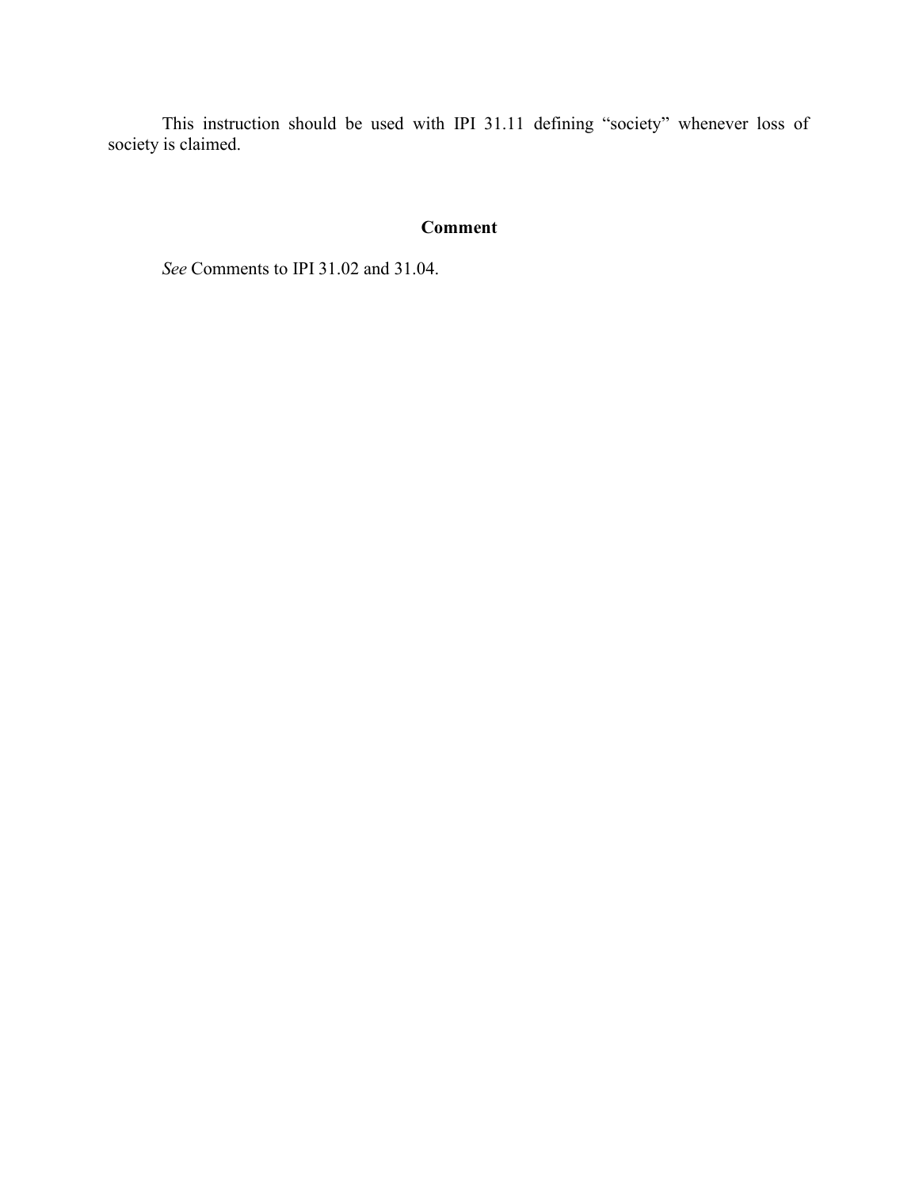This instruction should be used with IPI 31.11 defining “society” whenever loss of society is claimed.

## Comment

*See* Comments to IPI 31.02 and 31.04.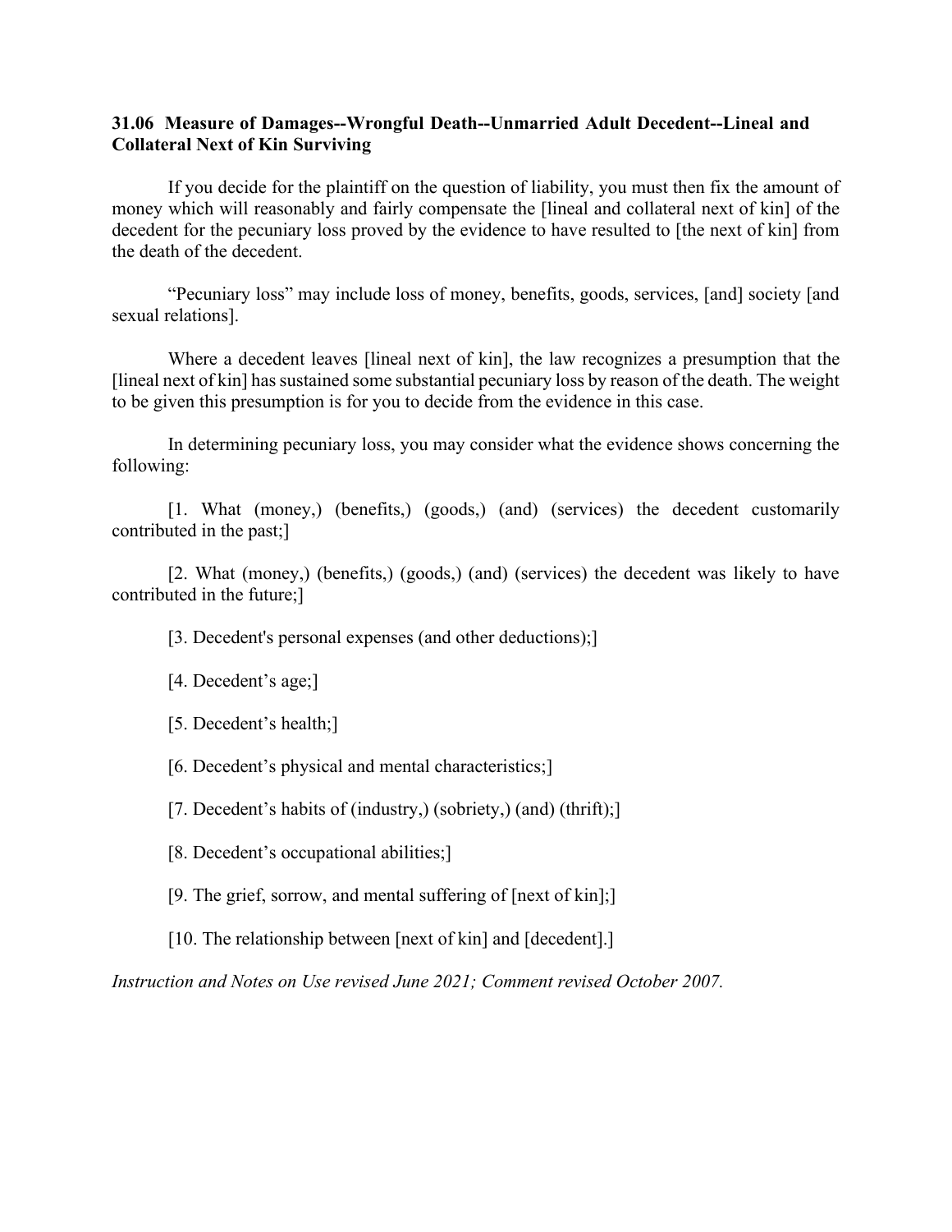**31.06 Measure of Damages--Wrongful Death--Unmarried Adult Decedent--Lineal and Collateral Next of Kin Surviving**

If you decide for the plaintiff on the question of liability, you must then fix the amount of money which will reasonably and fairly compensate the [lineal and collateral next of kin] of the decedent for the pecuniary loss proved by the evidence to have resulted to [the next of kin] from the death of the decedent.

"Pecuniary loss" may include loss of money, benefits, goods, services, [and] society [and sexual relations].

Where a decedent leaves [lineal next of kin], the law recognizes a presumption that the [lineal next of kin] has sustained some substantial pecuniary loss by reason of the death. The weight to be given this presumption is for you to decide from the evidence in this case.

In determining pecuniary loss, you may consider what the evidence shows concerning the following:

[1. What (money,) (benefits,) (goods,) (and) (services) the decedent customarily contributed in the past;]

[2. What (money,) (benefits,) (goods,) (and) (services) the decedent was likely to have contributed in the future;]

[3. Decedent's personal expenses (and other deductions);]

[4. Decedent's age;]

[5. Decedent's health;]

[6. Decedent's physical and mental characteristics;]

[7. Decedent's habits of (industry,) (sobriety,) (and) (thrift);]

[8. Decedent's occupational abilities;]

[9. The grief, sorrow, and mental suffering of [next of kin];]

[10. The relationship between [next of kin] and [decedent].]

*Instruction and Notes on Use revised June 2021; Comment revised October 2007.*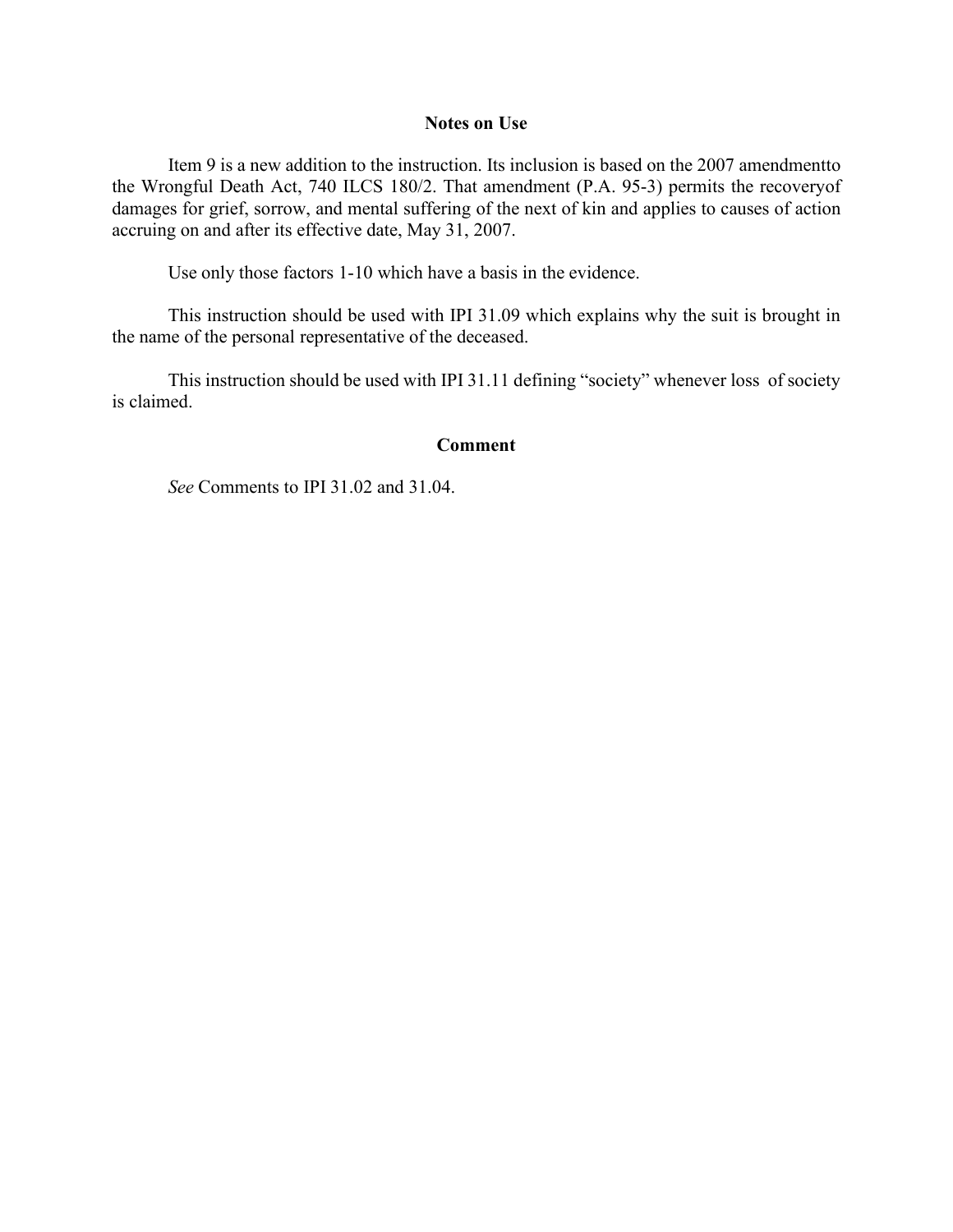## Notes on Use

Item 9 is a new addition to the instruction. Its inclusion is based on the 2007 amendmentto the Wrongful Death Act, 740 ILCS 180/2. That amendment (P.A. 95-3) permits the recoveryof damages for grief, sorrow, and mental suffering of the next of kin and applies to causes of action accruing on and after its effective date, May 31, 2007.

Use only those factors 1-10 which have a basis in the evidence.

This instruction should be used with IPI 31.09 which explains why the suit is brought in the name of the personal representative of the deceased.

This instruction should be used with IPI 31.11 defining "society" whenever loss of society is claimed.

## Comment

*See* Comments to IPI 31.02 and 31.04.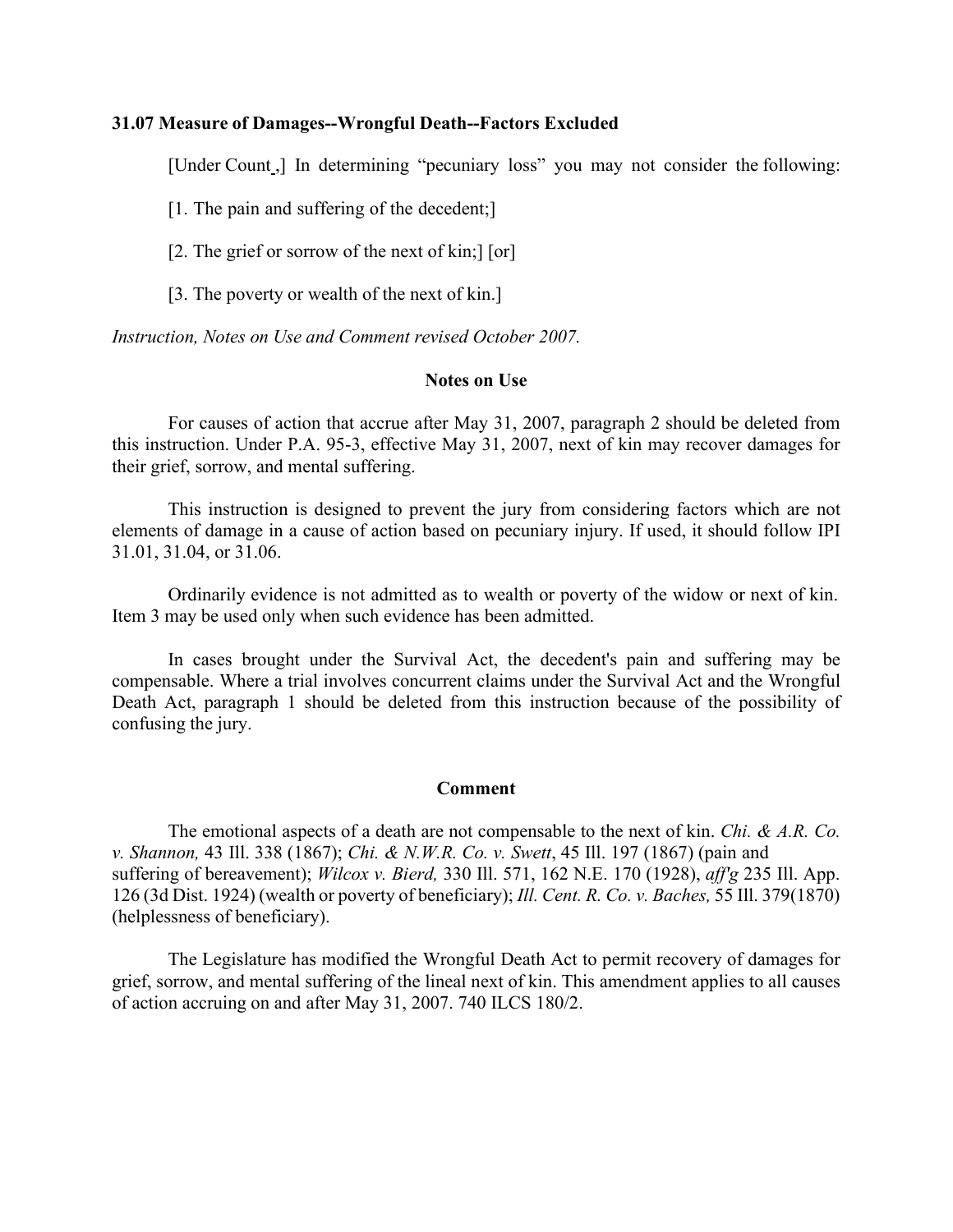### 31.07 Measure of Damages--Wrongful Death--Factors Excluded

[Under Count _,] In determining "pecuniary loss" you may not consider the following:

[1. The pain and suffering of the decedent;]

[2. The grief or sorrow of the next of kin;] [or]

[3. The poverty or wealth of the next of kin.]

*Instruction, Notes on Use and Comment revised October 2007.*

#### Notes on Use

For causes of action that accrue after May 31, 2007, paragraph 2 should be deleted from this instruction. Under P.A. 95-3, effective May 31, 2007, next of kin may recover damages for their grief, sorrow, and mental suffering.

This instruction is designed to prevent the jury from considering factors which are not elements of damage in a cause of action based on pecuniary injury. If used, it should follow IPI 31.01, 31.04, or 31.06.

Ordinarily evidence is not admitted as to wealth or poverty of the widow or next of kin. Item 3 may be used only when such evidence has been admitted.

In cases brought under the Survival Act, the decedent's pain and suffering may be compensable. Where a trial involves concurrent claims under the Survival Act and the Wrongful Death Act, paragraph 1 should be deleted from this instruction because of the possibility of confusing the jury.

#### Comment

The emotional aspects of a death are not compensable to the next of kin. *Chi. & A.R. Co. v. Shannon,* 43 Ill. 338 (1867); *Chi. & N.W.R. Co. v. Swett*, 45 Ill. 197 (1867) (pain and suffering of bereavement); *Wilcox v. Bierd,* 330 Ill. 571, 162 N.E. 170 (1928), *aff'g* 235 Ill. App. 126 (3d Dist. 1924) (wealth or poverty of beneficiary); *Ill. Cent. R. Co. v. Baches,* 55 Ill. 379(1870) (helplessness of beneficiary).

The Legislature has modified the Wrongful Death Act to permit recovery of damages for grief, sorrow, and mental suffering of the lineal next of kin. This amendment applies to all causes of action accruing on and after May 31, 2007. 740 ILCS 180/2.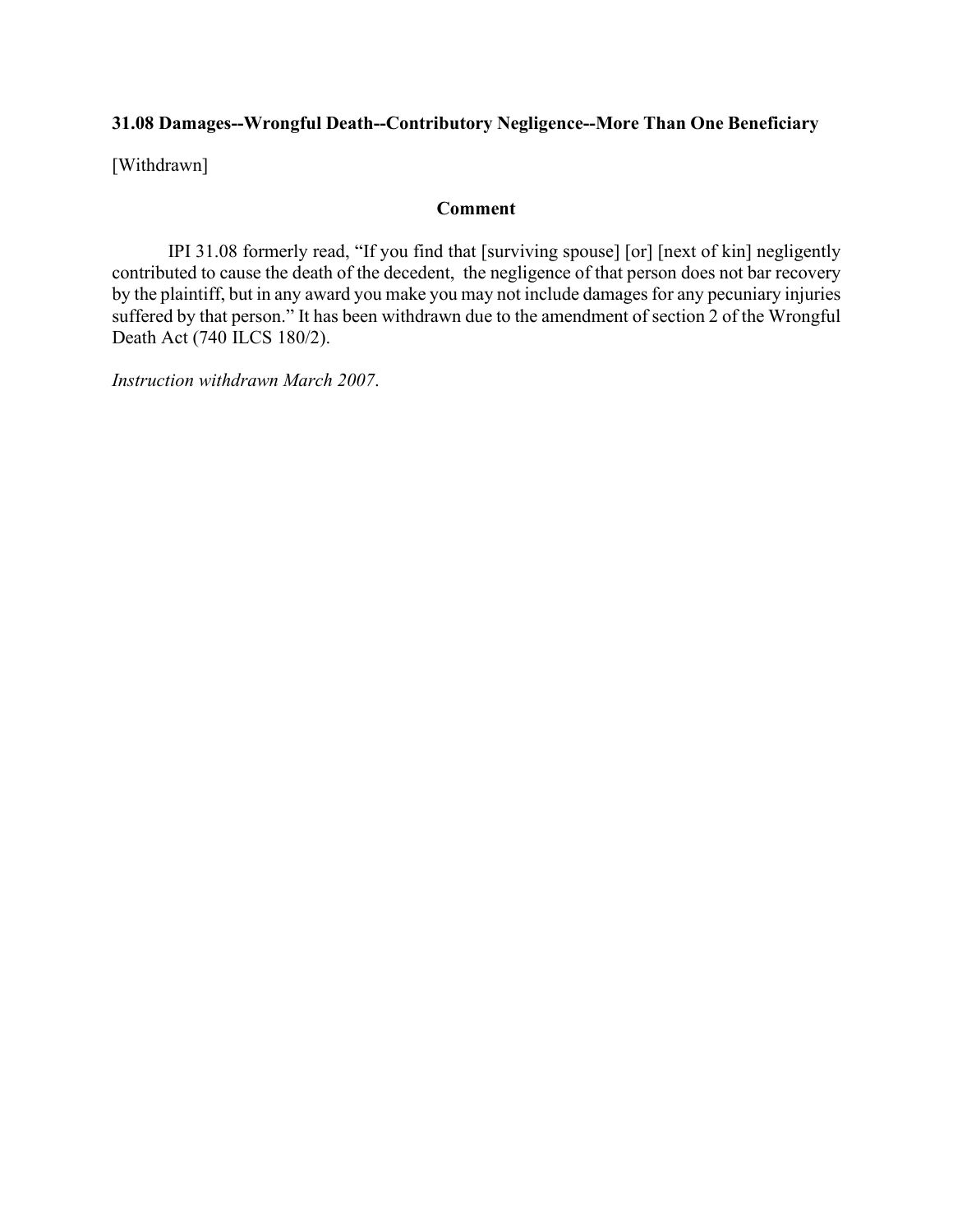**31.08 Damages--Wrongful Death--Contributory Negligence--More Than One Beneficiary**

[Withdrawn]

**Comment**

IPI 31.08 formerly read, "If you find that [surviving spouse] [or] [next of kin] negligently contributed to cause the death of the decedent, the negligence of that person does not bar recovery by the plaintiff, but in any award you make you may not include damages for any pecuniary injuries suffered by that person." It has been withdrawn due to the amendment of section 2 of the Wrongful Death Act (740 ILCS 180/2).

*Instruction withdrawn March 2007.*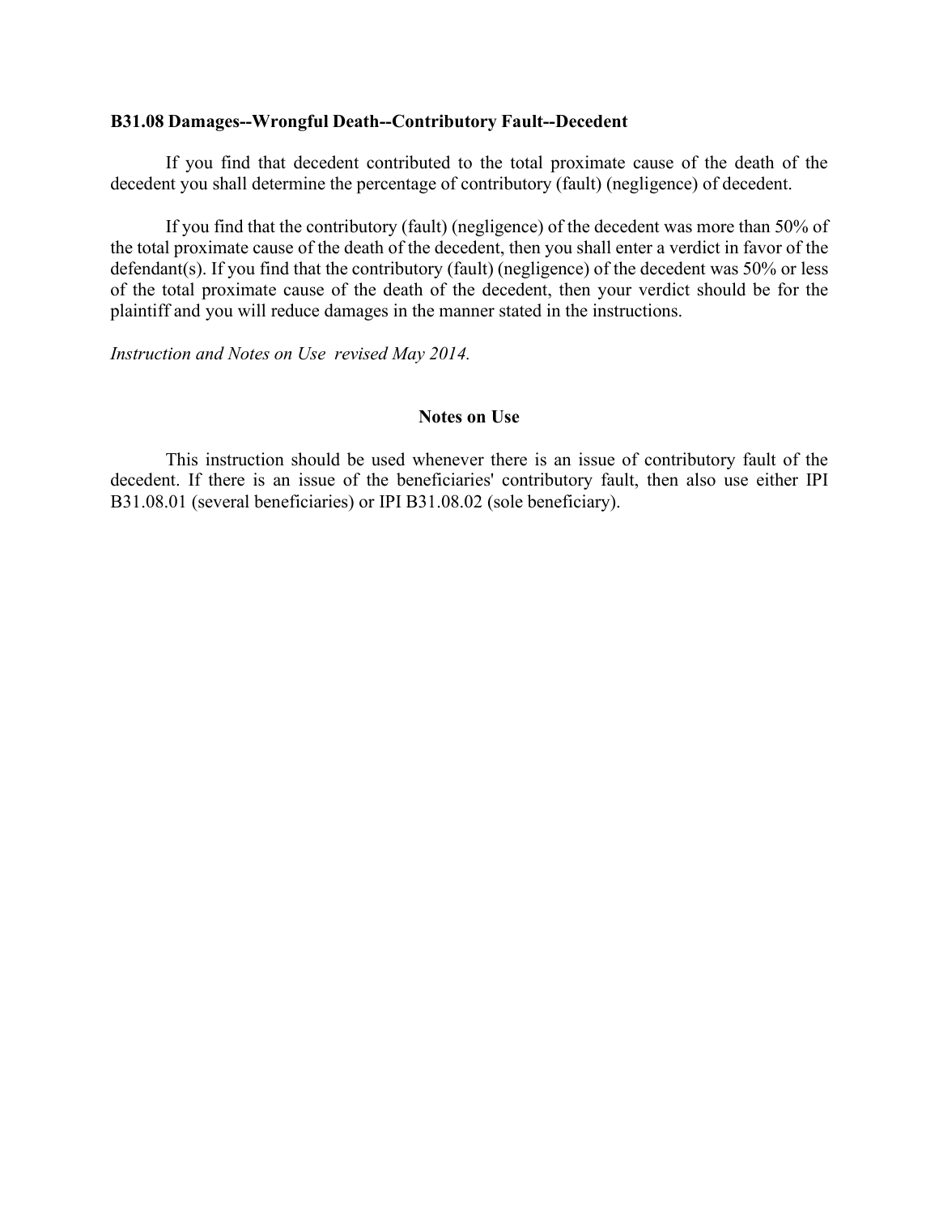**B31.08 Damages--Wrongful Death--Contributory Fault--Decedent**

If you find that decedent contributed to the total proximate cause of the death of the decedent you shall determine the percentage of contributory (fault) (negligence) of decedent.

If you find that the contributory (fault) (negligence) of the decedent was more than 50% of the total proximate cause of the death of the decedent, then you shall enter a verdict in favor of the defendant(s). If you find that the contributory (fault) (negligence) of the decedent was 50% or less of the total proximate cause of the death of the decedent, then your verdict should be for the plaintiff and you will reduce damages in the manner stated in the instructions.

*Instruction and Notes on Use revised May 2014.*

**Notes on Use**

This instruction should be used whenever there is an issue of contributory fault of the decedent. If there is an issue of the beneficiaries' contributory fault, then also use either IPI B31.08.01 (several beneficiaries) or IPI B31.08.02 (sole beneficiary).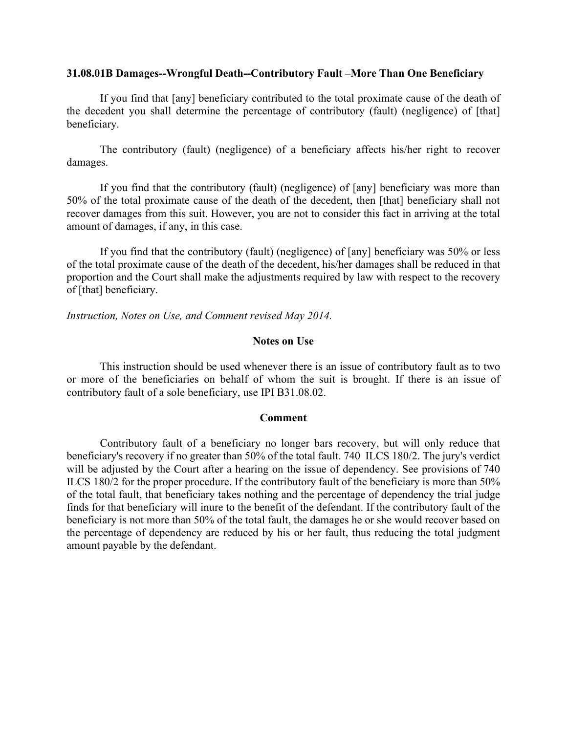**31.08.01B Damages--Wrongful Death--Contributory Fault –More Than One Beneficiary**

If you find that [any] beneficiary contributed to the total proximate cause of the death of the decedent you shall determine the percentage of contributory (fault) (negligence) of [that] beneficiary.

The contributory (fault) (negligence) of a beneficiary affects his/her right to recover damages.

If you find that the contributory (fault) (negligence) of [any] beneficiary was more than 50% of the total proximate cause of the death of the decedent, then [that] beneficiary shall not recover damages from this suit. However, you are not to consider this fact in arriving at the total amount of damages, if any, in this case.

If you find that the contributory (fault) (negligence) of [any] beneficiary was 50% or less of the total proximate cause of the death of the decedent, his/her damages shall be reduced in that proportion and the Court shall make the adjustments required by law with respect to the recovery of [that] beneficiary.

*Instruction, Notes on Use, and Comment revised May 2014.*

**Notes on Use**

This instruction should be used whenever there is an issue of contributory fault as to two or more of the beneficiaries on behalf of whom the suit is brought. If there is an issue of contributory fault of a sole beneficiary, use IPI B31.08.02.

**Comment**

Contributory fault of a beneficiary no longer bars recovery, but will only reduce that beneficiary's recovery if no greater than 50% of the total fault. 740 ILCS 180/2. The jury's verdict will be adjusted by the Court after a hearing on the issue of dependency. See provisions of 740 ILCS 180/2 for the proper procedure. If the contributory fault of the beneficiary is more than 50% of the total fault, that beneficiary takes nothing and the percentage of dependency the trial judge finds for that beneficiary will inure to the benefit of the defendant. If the contributory fault of the beneficiary is not more than 50% of the total fault, the damages he or she would recover based on the percentage of dependency are reduced by his or her fault, thus reducing the total judgment amount payable by the defendant.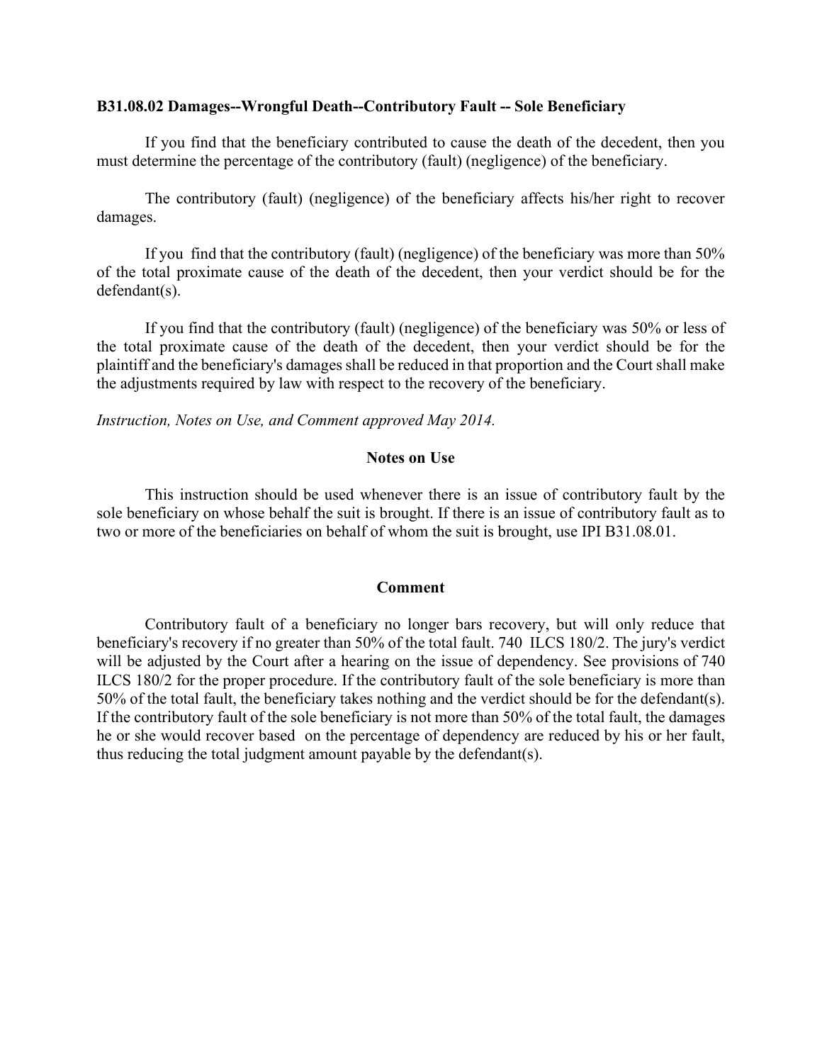**B31.08.02 Damages--Wrongful Death--Contributory Fault -- Sole Beneficiary**

If you find that the beneficiary contributed to cause the death of the decedent, then you must determine the percentage of the contributory (fault) (negligence) of the beneficiary.

The contributory (fault) (negligence) of the beneficiary affects his/her right to recover damages.

If you find that the contributory (fault) (negligence) of the beneficiary was more than 50% of the total proximate cause of the death of the decedent, then your verdict should be for the defendant(s).

If you find that the contributory (fault) (negligence) of the beneficiary was 50% or less of the total proximate cause of the death of the decedent, then your verdict should be for the plaintiff and the beneficiary's damages shall be reduced in that proportion and the Court shall make the adjustments required by law with respect to the recovery of the beneficiary.

*Instruction, Notes on Use, and Comment approved May 2014.*

**Notes on Use**

This instruction should be used whenever there is an issue of contributory fault by the sole beneficiary on whose behalf the suit is brought. If there is an issue of contributory fault as to two or more of the beneficiaries on behalf of whom the suit is brought, use IPI B31.08.01.

**Comment**

Contributory fault of a beneficiary no longer bars recovery, but will only reduce that beneficiary's recovery if no greater than 50% of the total fault. 740 ILCS 180/2. The jury's verdict will be adjusted by the Court after a hearing on the issue of dependency. See provisions of 740 ILCS 180/2 for the proper procedure. If the contributory fault of the sole beneficiary is more than 50% of the total fault, the beneficiary takes nothing and the verdict should be for the defendant(s). If the contributory fault of the sole beneficiary is not more than 50% of the total fault, the damages he or she would recover based on the percentage of dependency are reduced by his or her fault, thus reducing the total judgment amount payable by the defendant(s).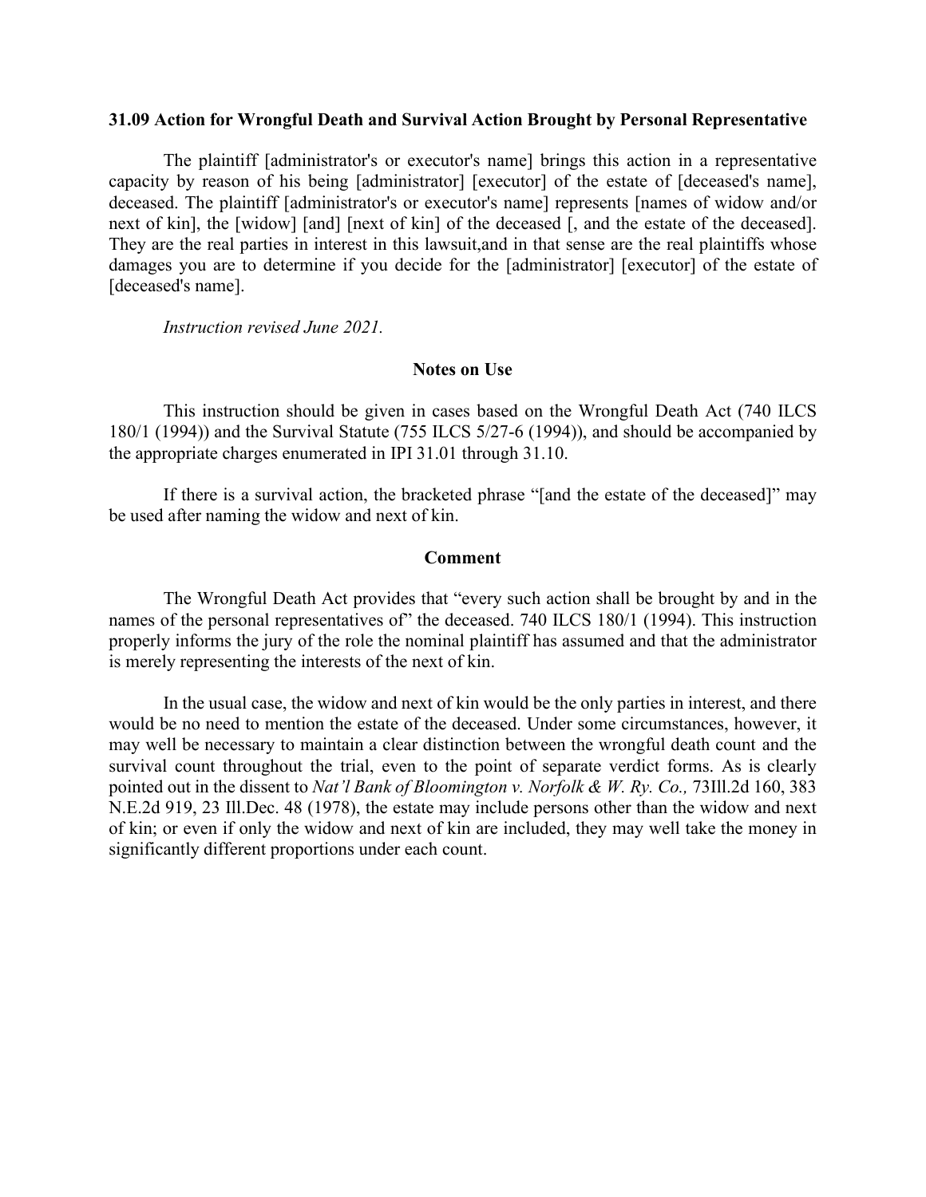### 31.09 Action for Wrongful Death and Survival Action Brought by Personal Representative

The plaintiff [administrator's or executor's name] brings this action in a representative capacity by reason of his being [administrator] [executor] of the estate of [deceased's name], deceased. The plaintiff [administrator's or executor's name] represents [names of widow and/or next of kin], the [widow] [and] [next of kin] of the deceased [, and the estate of the deceased]. They are the real parties in interest in this lawsuit,and in that sense are the real plaintiffs whose damages you are to determine if you decide for the [administrator] [executor] of the estate of [deceased's name].

*Instruction revised June 2021.*

#### Notes on Use

This instruction should be given in cases based on the Wrongful Death Act (740 ILCS 180/1 (1994)) and the Survival Statute (755 ILCS 5/27-6 (1994)), and should be accompanied by the appropriate charges enumerated in IPI 31.01 through 31.10.

If there is a survival action, the bracketed phrase "[and the estate of the deceased]" may be used after naming the widow and next of kin.

#### Comment

The Wrongful Death Act provides that "every such action shall be brought by and in the names of the personal representatives of" the deceased. 740 ILCS 180/1 (1994). This instruction properly informs the jury of the role the nominal plaintiff has assumed and that the administrator is merely representing the interests of the next of kin.

In the usual case, the widow and next of kin would be the only parties in interest, and there would be no need to mention the estate of the deceased. Under some circumstances, however, it may well be necessary to maintain a clear distinction between the wrongful death count and the survival count throughout the trial, even to the point of separate verdict forms. As is clearly pointed out in the dissent to *Nat'l Bank of Bloomington v. Norfolk & W. Ry. Co.,* 73Ill.2d 160, 383 N.E.2d 919, 23 Ill.Dec. 48 (1978), the estate may include persons other than the widow and next of kin; or even if only the widow and next of kin are included, they may well take the money in significantly different proportions under each count.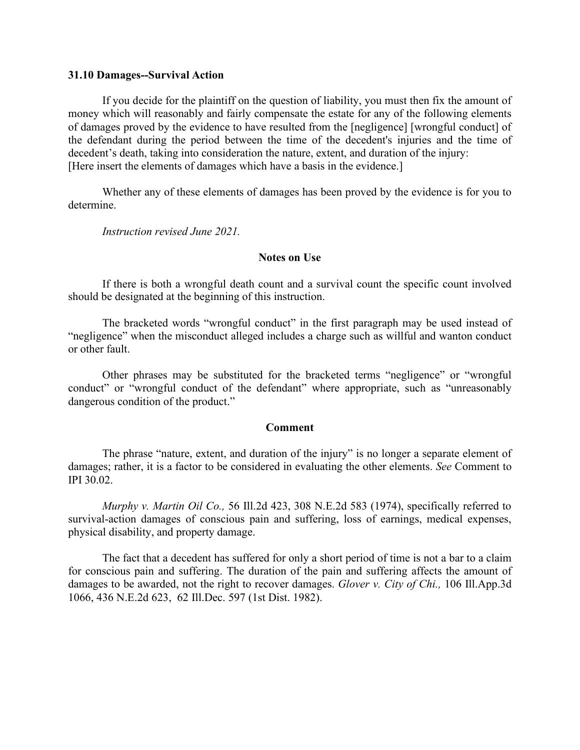**31.10 Damages--Survival Action**

If you decide for the plaintiff on the question of liability, you must then fix the amount of money which will reasonably and fairly compensate the estate for any of the following elements of damages proved by the evidence to have resulted from the [negligence] [wrongful conduct] of the defendant during the period between the time of the decedent's injuries and the time of decedent’s death, taking into consideration the nature, extent, and duration of the injury:
[Here insert the elements of damages which have a basis in the evidence.]

Whether any of these elements of damages has been proved by the evidence is for you to determine.

*Instruction revised June 2021.*

**Notes on Use**

If there is both a wrongful death count and a survival count the specific count involved should be designated at the beginning of this instruction.

The bracketed words “wrongful conduct” in the first paragraph may be used instead of “negligence” when the misconduct alleged includes a charge such as willful and wanton conduct or other fault.

Other phrases may be substituted for the bracketed terms “negligence” or “wrongful conduct” or “wrongful conduct of the defendant” where appropriate, such as “unreasonably dangerous condition of the product.”

**Comment**

The phrase “nature, extent, and duration of the injury” is no longer a separate element of damages; rather, it is a factor to be considered in evaluating the other elements. *See* Comment to IPI 30.02.

*Murphy v. Martin Oil Co.,* 56 Ill.2d 423, 308 N.E.2d 583 (1974), specifically referred to survival-action damages of conscious pain and suffering, loss of earnings, medical expenses, physical disability, and property damage.

The fact that a decedent has suffered for only a short period of time is not a bar to a claim for conscious pain and suffering. The duration of the pain and suffering affects the amount of damages to be awarded, not the right to recover damages. *Glover v. City of Chi.,* 106 Ill.App.3d 1066, 436 N.E.2d 623, 62 Ill.Dec. 597 (1st Dist. 1982).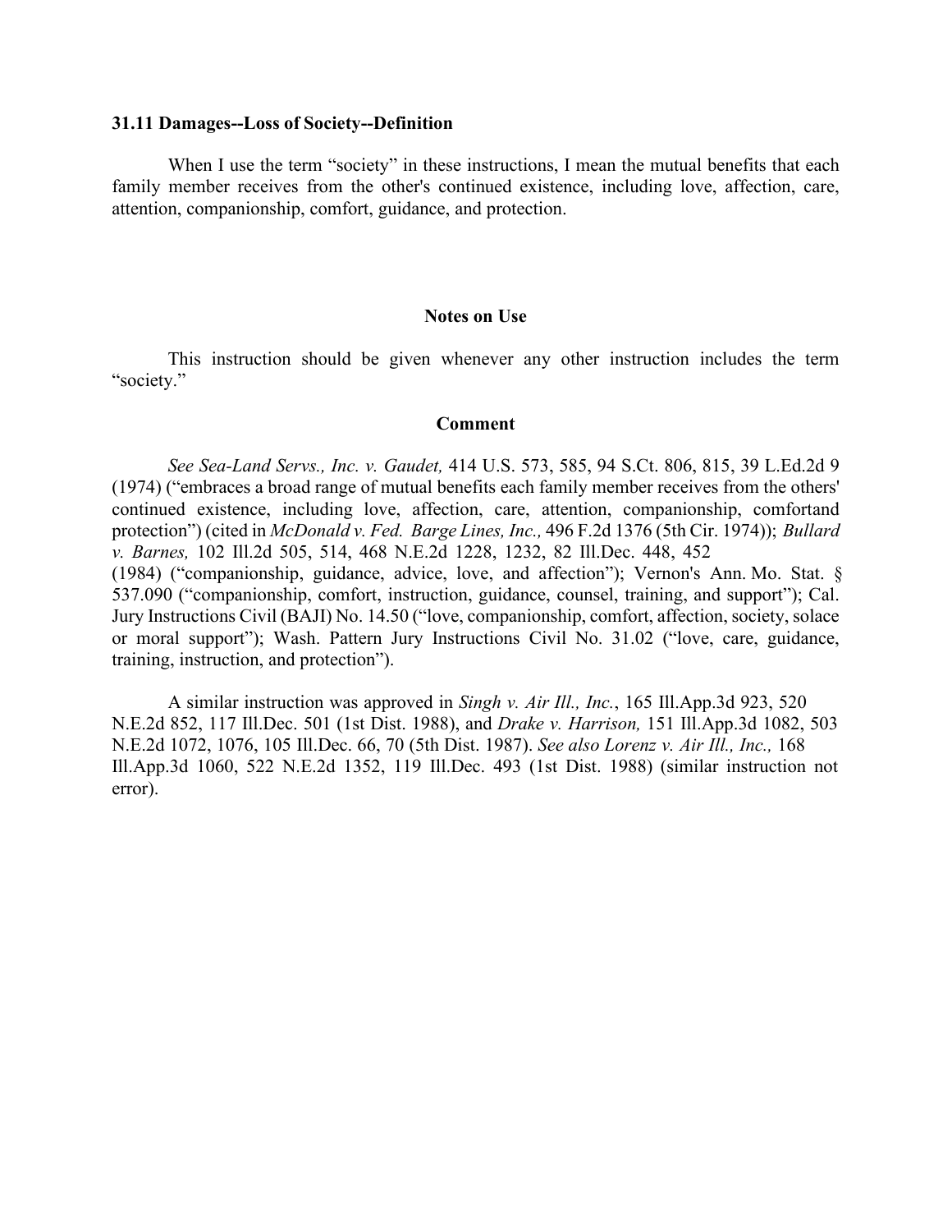### 31.11 Damages--Loss of Society--Definition

When I use the term "society" in these instructions, I mean the mutual benefits that each family member receives from the other's continued existence, including love, affection, care, attention, companionship, comfort, guidance, and protection.

#### Notes on Use

This instruction should be given whenever any other instruction includes the term "society."

#### Comment

*See Sea-Land Servs., Inc. v. Gaudet,* 414 U.S. 573, 585, 94 S.Ct. 806, 815, 39 L.Ed.2d 9 (1974) ("embraces a broad range of mutual benefits each family member receives from the others' continued existence, including love, affection, care, attention, companionship, comfortand protection") (cited in *McDonald v. Fed. Barge Lines, Inc.,* 496 F.2d 1376 (5th Cir. 1974)); *Bullard v. Barnes,* 102 Ill.2d 505, 514, 468 N.E.2d 1228, 1232, 82 Ill.Dec. 448, 452 (1984) ("companionship, guidance, advice, love, and affection"); Vernon's Ann. Mo. Stat. § 537.090 ("companionship, comfort, instruction, guidance, counsel, training, and support"); Cal. Jury Instructions Civil (BAJI) No. 14.50 ("love, companionship, comfort, affection, society, solace or moral support"); Wash. Pattern Jury Instructions Civil No. 31.02 ("love, care, guidance, training, instruction, and protection").

A similar instruction was approved in *Singh v. Air Ill., Inc.*, 165 Ill.App.3d 923, 520 N.E.2d 852, 117 Ill.Dec. 501 (1st Dist. 1988), and *Drake v. Harrison,* 151 Ill.App.3d 1082, 503 N.E.2d 1072, 1076, 105 Ill.Dec. 66, 70 (5th Dist. 1987). *See also Lorenz v. Air Ill., Inc.,* 168 Ill.App.3d 1060, 522 N.E.2d 1352, 119 Ill.Dec. 493 (1st Dist. 1988) (similar instruction not error).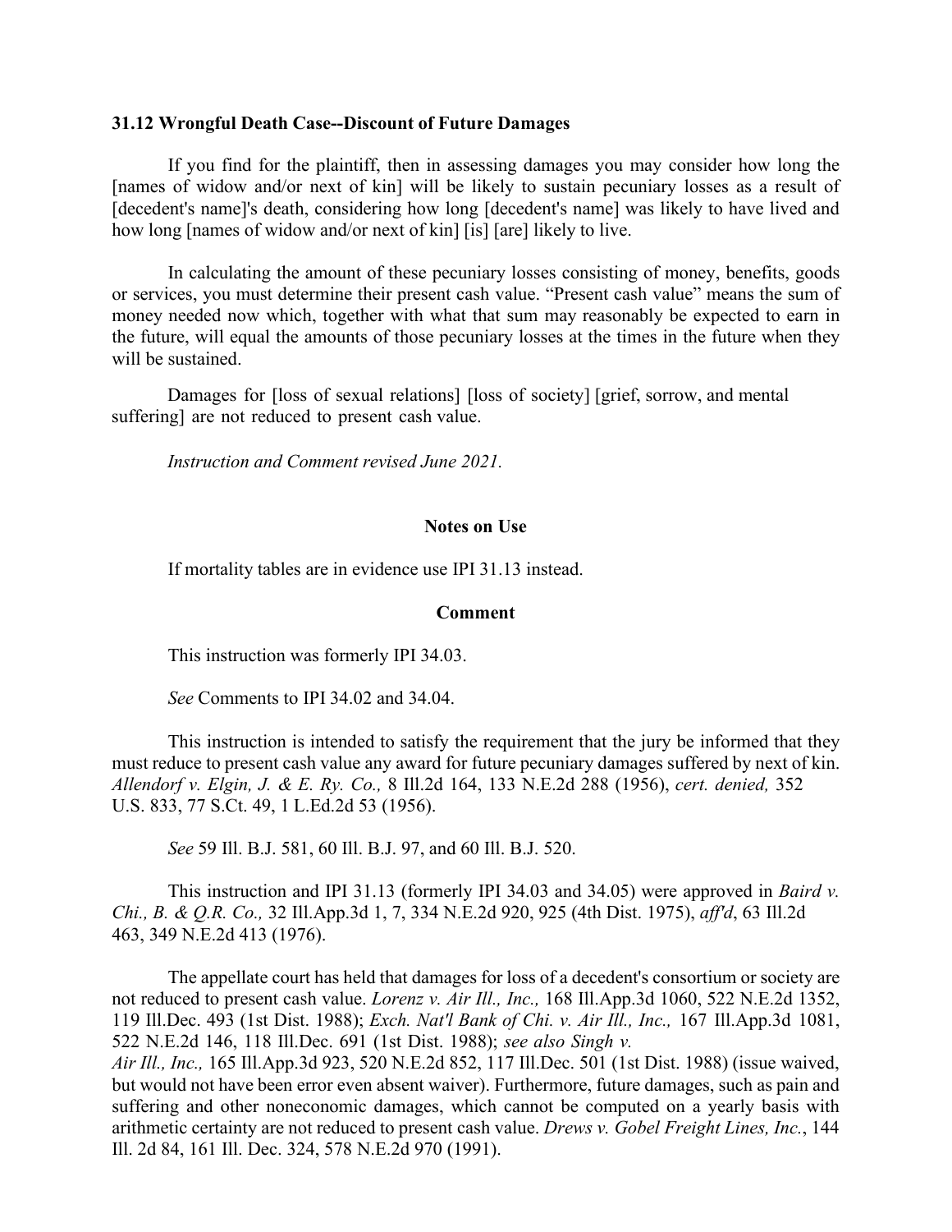**31.12 Wrongful Death Case--Discount of Future Damages**

If you find for the plaintiff, then in assessing damages you may consider how long the [names of widow and/or next of kin] will be likely to sustain pecuniary losses as a result of [decedent's name]'s death, considering how long [decedent's name] was likely to have lived and how long [names of widow and/or next of kin] [is] [are] likely to live.

In calculating the amount of these pecuniary losses consisting of money, benefits, goods or services, you must determine their present cash value. "Present cash value" means the sum of money needed now which, together with what that sum may reasonably be expected to earn in the future, will equal the amounts of those pecuniary losses at the times in the future when they will be sustained.

Damages for [loss of sexual relations] [loss of society] [grief, sorrow, and mental suffering] are not reduced to present cash value.

*Instruction and Comment revised June 2021.*

**Notes on Use**

If mortality tables are in evidence use IPI 31.13 instead.

**Comment**

This instruction was formerly IPI 34.03.

*See* Comments to IPI 34.02 and 34.04.

This instruction is intended to satisfy the requirement that the jury be informed that they must reduce to present cash value any award for future pecuniary damages suffered by next of kin. *Allendorf v. Elgin, J. & E. Ry. Co.,* 8 Ill.2d 164, 133 N.E.2d 288 (1956), *cert. denied,* 352 U.S. 833, 77 S.Ct. 49, 1 L.Ed.2d 53 (1956).

*See* 59 Ill. B.J. 581, 60 Ill. B.J. 97, and 60 Ill. B.J. 520.

This instruction and IPI 31.13 (formerly IPI 34.03 and 34.05) were approved in *Baird v. Chi., B. & Q.R. Co.,* 32 Ill.App.3d 1, 7, 334 N.E.2d 920, 925 (4th Dist. 1975), *aff'd*, 63 Ill.2d 463, 349 N.E.2d 413 (1976).

The appellate court has held that damages for loss of a decedent's consortium or society are not reduced to present cash value. *Lorenz v. Air Ill., Inc.,* 168 Ill.App.3d 1060, 522 N.E.2d 1352, 119 Ill.Dec. 493 (1st Dist. 1988); *Exch. Nat'l Bank of Chi. v. Air Ill., Inc.,* 167 Ill.App.3d 1081, 522 N.E.2d 146, 118 Ill.Dec. 691 (1st Dist. 1988); *see also Singh v. Air Ill., Inc.,* 165 Ill.App.3d 923, 520 N.E.2d 852, 117 Ill.Dec. 501 (1st Dist. 1988) (issue waived, but would not have been error even absent waiver). Furthermore, future damages, such as pain and suffering and other noneconomic damages, which cannot be computed on a yearly basis with arithmetic certainty are not reduced to present cash value. *Drews v. Gobel Freight Lines, Inc.*, 144 Ill. 2d 84, 161 Ill. Dec. 324, 578 N.E.2d 970 (1991).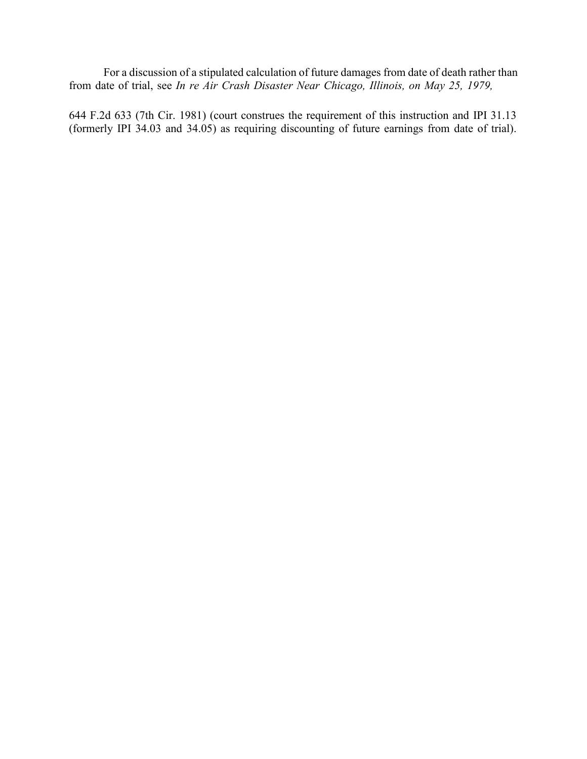For a discussion of a stipulated calculation of future damages from date of death rather than from date of trial, see *In re Air Crash Disaster Near Chicago, Illinois, on May 25, 1979,*

644 F.2d 633 (7th Cir. 1981) (court construes the requirement of this instruction and IPI 31.13 (formerly IPI 34.03 and 34.05) as requiring discounting of future earnings from date of trial).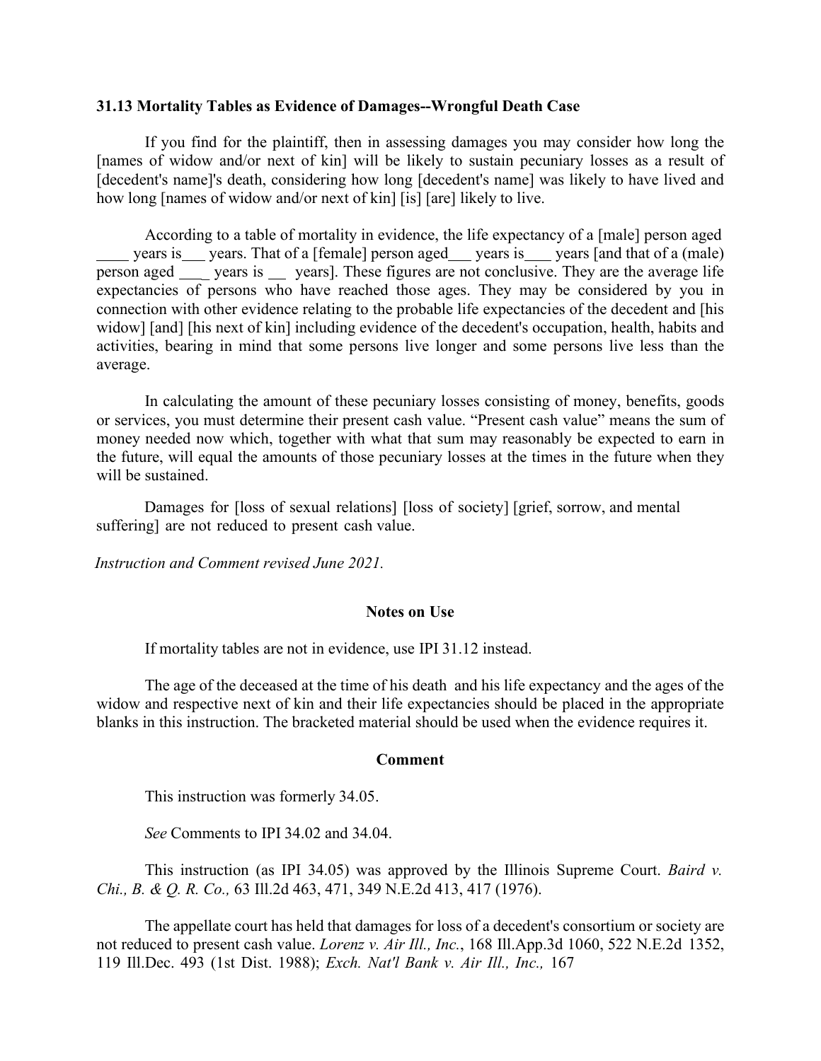**31.13 Mortality Tables as Evidence of Damages--Wrongful Death Case**

If you find for the plaintiff, then in assessing damages you may consider how long the [names of widow and/or next of kin] will be likely to sustain pecuniary losses as a result of [decedent's name]'s death, considering how long [decedent's name] was likely to have lived and how long [names of widow and/or next of kin] [is] [are] likely to live.

According to a table of mortality in evidence, the life expectancy of a [male] person aged ____ years is___ years. That of a [female] person aged___ years is___ years [and that of a (male) person aged ____ years is __ years]. These figures are not conclusive. They are the average life expectancies of persons who have reached those ages. They may be considered by you in connection with other evidence relating to the probable life expectancies of the decedent and [his widow] [and] [his next of kin] including evidence of the decedent's occupation, health, habits and activities, bearing in mind that some persons live longer and some persons live less than the average.

In calculating the amount of these pecuniary losses consisting of money, benefits, goods or services, you must determine their present cash value. "Present cash value" means the sum of money needed now which, together with what that sum may reasonably be expected to earn in the future, will equal the amounts of those pecuniary losses at the times in the future when they will be sustained.

Damages for [loss of sexual relations] [loss of society] [grief, sorrow, and mental suffering] are not reduced to present cash value.

*Instruction and Comment revised June 2021.*

**Notes on Use**

If mortality tables are not in evidence, use IPI 31.12 instead.

The age of the deceased at the time of his death and his life expectancy and the ages of the widow and respective next of kin and their life expectancies should be placed in the appropriate blanks in this instruction. The bracketed material should be used when the evidence requires it.

**Comment**

This instruction was formerly 34.05.

*See* Comments to IPI 34.02 and 34.04.

This instruction (as IPI 34.05) was approved by the Illinois Supreme Court. *Baird v. Chi., B. & Q. R. Co.,* 63 Ill.2d 463, 471, 349 N.E.2d 413, 417 (1976).

The appellate court has held that damages for loss of a decedent's consortium or society are not reduced to present cash value. *Lorenz v. Air Ill., Inc.*, 168 Ill.App.3d 1060, 522 N.E.2d 1352, 119 Ill.Dec. 493 (1st Dist. 1988); *Exch. Nat'l Bank v. Air Ill., Inc.,* 167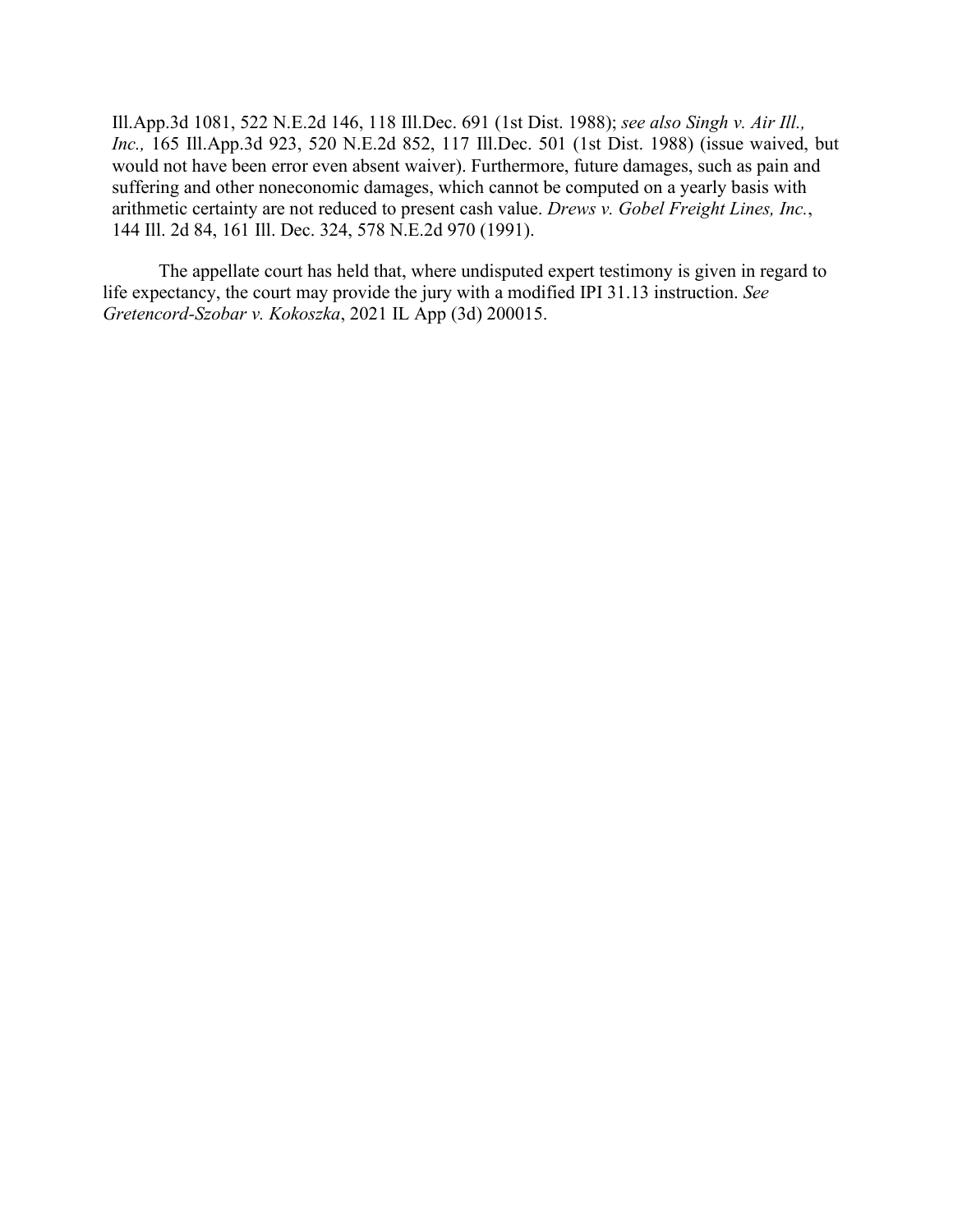Ill.App.3d 1081, 522 N.E.2d 146, 118 Ill.Dec. 691 (1st Dist. 1988); *see also Singh v. Air Ill., Inc.,* 165 Ill.App.3d 923, 520 N.E.2d 852, 117 Ill.Dec. 501 (1st Dist. 1988) (issue waived, but would not have been error even absent waiver). Furthermore, future damages, such as pain and suffering and other noneconomic damages, which cannot be computed on a yearly basis with arithmetic certainty are not reduced to present cash value. *Drews v. Gobel Freight Lines, Inc.*, 144 Ill. 2d 84, 161 Ill. Dec. 324, 578 N.E.2d 970 (1991).

The appellate court has held that, where undisputed expert testimony is given in regard to life expectancy, the court may provide the jury with a modified IPI 31.13 instruction. *See Gretencord-Szobar v. Kokoszka*, 2021 IL App (3d) 200015.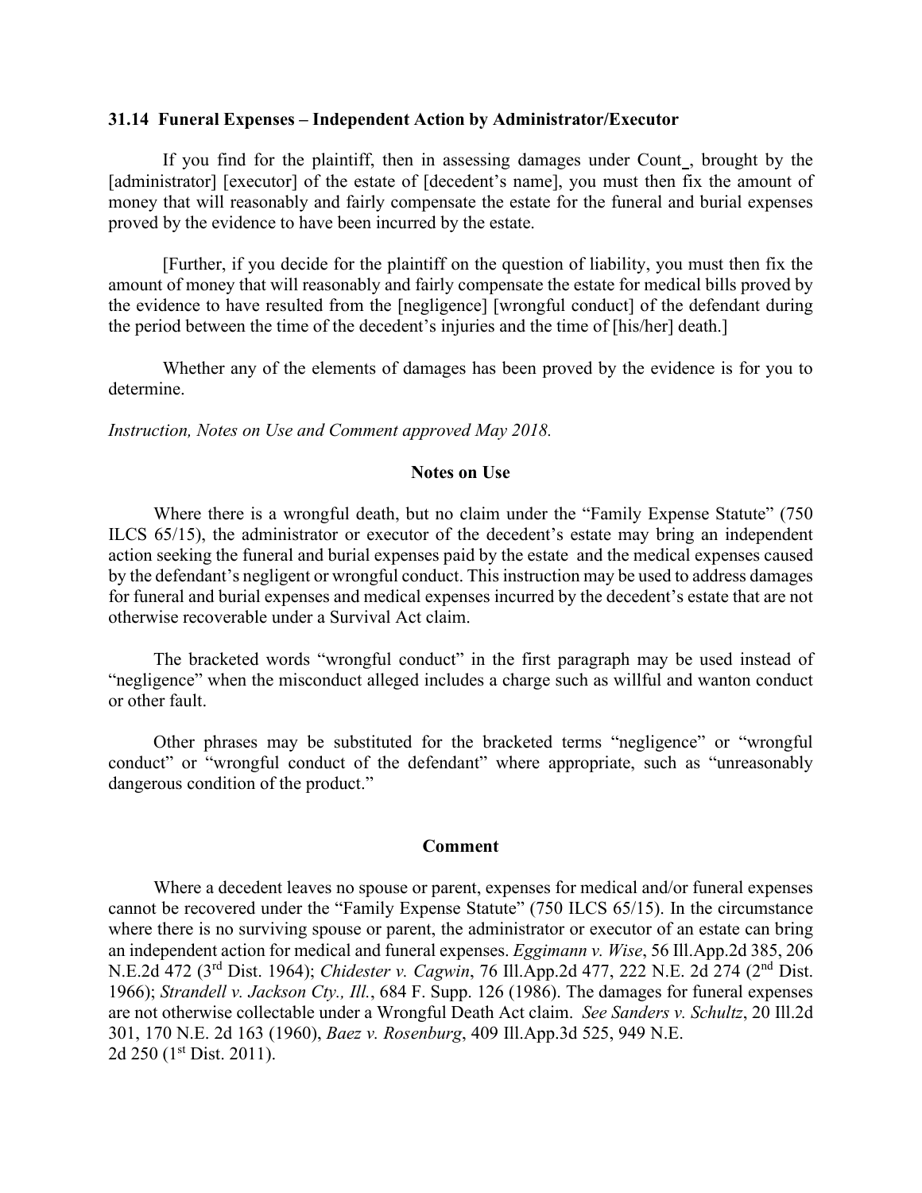### 31.14 Funeral Expenses – Independent Action by Administrator/Executor

If you find for the plaintiff, then in assessing damages under Count _, brought by the [administrator] [executor] of the estate of [decedent's name], you must then fix the amount of money that will reasonably and fairly compensate the estate for the funeral and burial expenses proved by the evidence to have been incurred by the estate.

[Further, if you decide for the plaintiff on the question of liability, you must then fix the amount of money that will reasonably and fairly compensate the estate for medical bills proved by the evidence to have resulted from the [negligence] [wrongful conduct] of the defendant during the period between the time of the decedent's injuries and the time of [his/her] death.]

Whether any of the elements of damages has been proved by the evidence is for you to determine.

*Instruction, Notes on Use and Comment approved May 2018.*

#### Notes on Use

Where there is a wrongful death, but no claim under the "Family Expense Statute" (750 ILCS 65/15), the administrator or executor of the decedent's estate may bring an independent action seeking the funeral and burial expenses paid by the estate and the medical expenses caused by the defendant's negligent or wrongful conduct. This instruction may be used to address damages for funeral and burial expenses and medical expenses incurred by the decedent's estate that are not otherwise recoverable under a Survival Act claim.

The bracketed words "wrongful conduct" in the first paragraph may be used instead of "negligence" when the misconduct alleged includes a charge such as willful and wanton conduct or other fault.

Other phrases may be substituted for the bracketed terms "negligence" or "wrongful conduct" or "wrongful conduct of the defendant" where appropriate, such as "unreasonably dangerous condition of the product."

#### Comment

Where a decedent leaves no spouse or parent, expenses for medical and/or funeral expenses cannot be recovered under the "Family Expense Statute" (750 ILCS 65/15). In the circumstance where there is no surviving spouse or parent, the administrator or executor of an estate can bring an independent action for medical and funeral expenses. *Eggimann v. Wise*, 56 Ill.App.2d 385, 206 N.E.2d 472 (3rd Dist. 1964); *Chidester v. Cagwin*, 76 Ill.App.2d 477, 222 N.E. 2d 274 (2nd Dist. 1966); *Strandell v. Jackson Cty., Ill.*, 684 F. Supp. 126 (1986). The damages for funeral expenses are not otherwise collectable under a Wrongful Death Act claim. *See Sanders v. Schultz*, 20 Ill.2d 301, 170 N.E. 2d 163 (1960), *Baez v. Rosenburg*, 409 Ill.App.3d 525, 949 N.E. 2d 250 (1st Dist. 2011).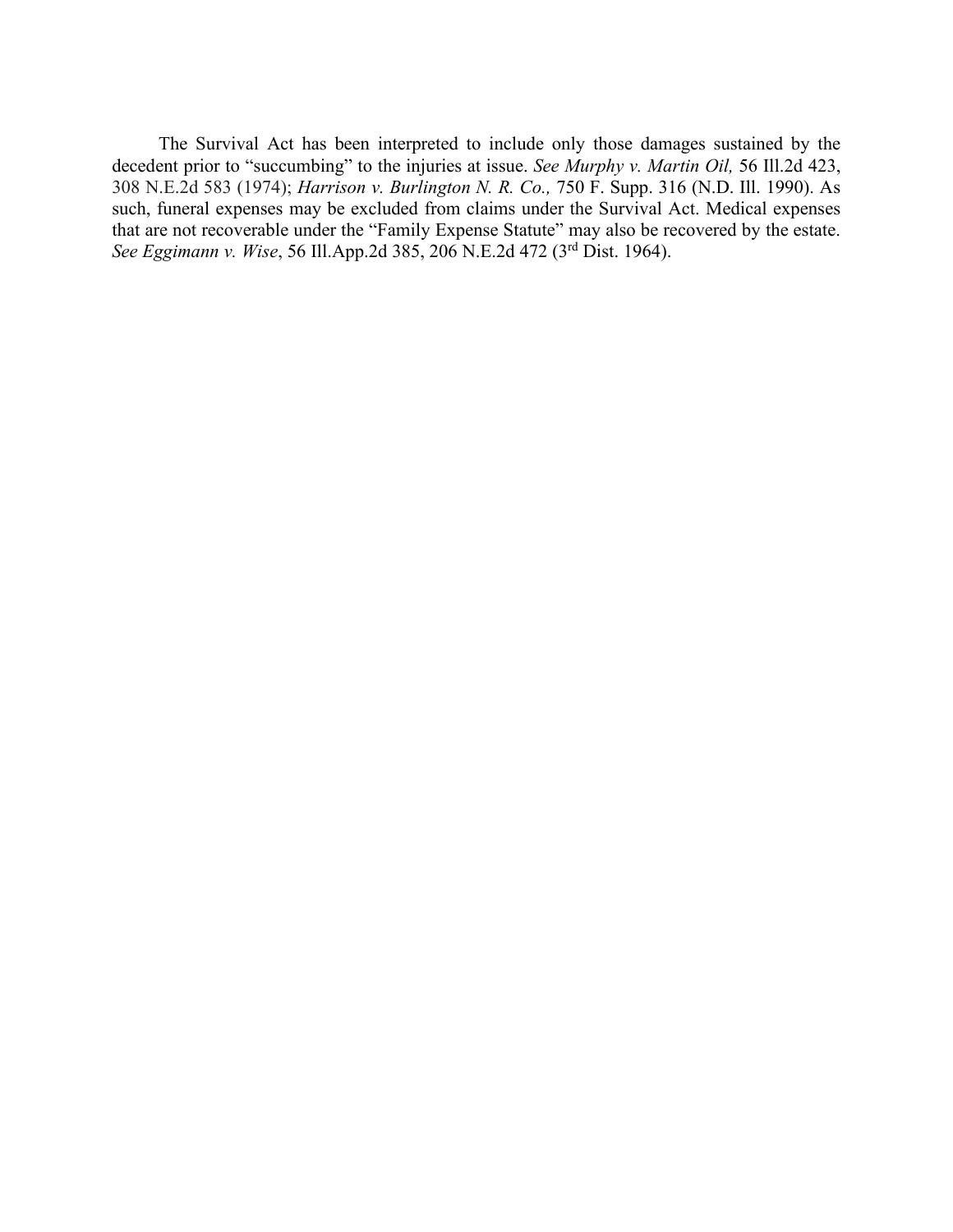The Survival Act has been interpreted to include only those damages sustained by the decedent prior to "succumbing" to the injuries at issue. *See Murphy v. Martin Oil,* 56 Ill.2d 423, 308 N.E.2d 583 (1974); *Harrison v. Burlington N. R. Co.,* 750 F. Supp. 316 (N.D. Ill. 1990). As such, funeral expenses may be excluded from claims under the Survival Act. Medical expenses that are not recoverable under the "Family Expense Statute" may also be recovered by the estate. *See Eggimann v. Wise*, 56 Ill.App.2d 385, 206 N.E.2d 472 (3rd Dist. 1964).